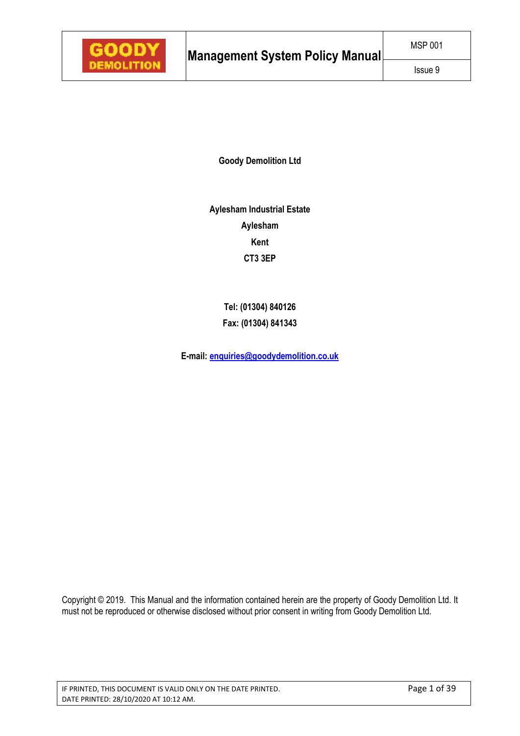| GOODY DEMOLITION | Management System Policy Manual | MSP 001 |
| --- | --- | --- |
| | | Issue 9 |

**Goody Demolition Ltd**

**Aylesham Industrial Estate**

**Aylesham**

**Kent**

**CT3 3EP**

**Tel: (01304) 840126**

**Fax: (01304) 841343**

**E-mail: enquiries@goodydemolition.co.uk**

Copyright © 2019. This Manual and the information contained herein are the property of Goody Demolition Ltd. It must not be reproduced or otherwise disclosed without prior consent in writing from Goody Demolition Ltd.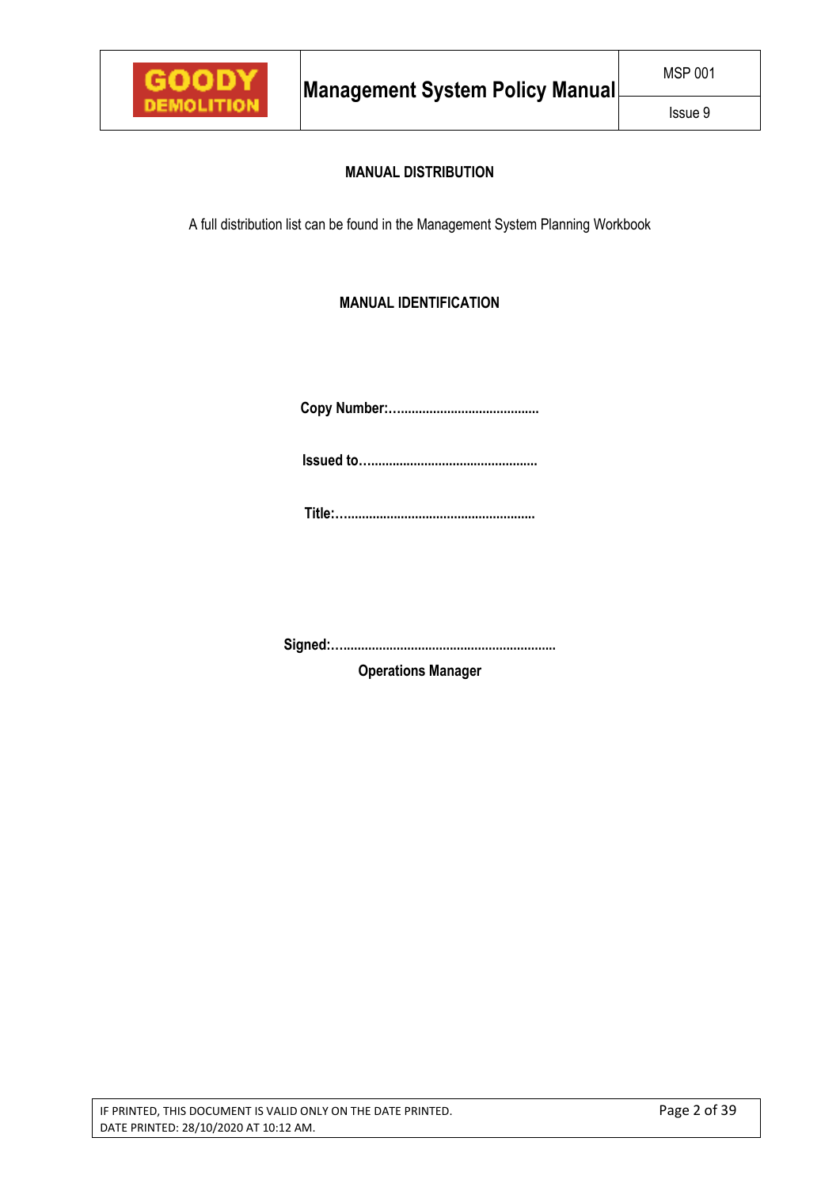## MANUAL DISTRIBUTION

A full distribution list can be found in the Management System Planning Workbook

## MANUAL IDENTIFICATION

**Copy Number:……………………………………**

**Issued to…………………………………………..**

**Title:……………………………………………….**

**Signed:……………………………………………………..**

**Operations Manager**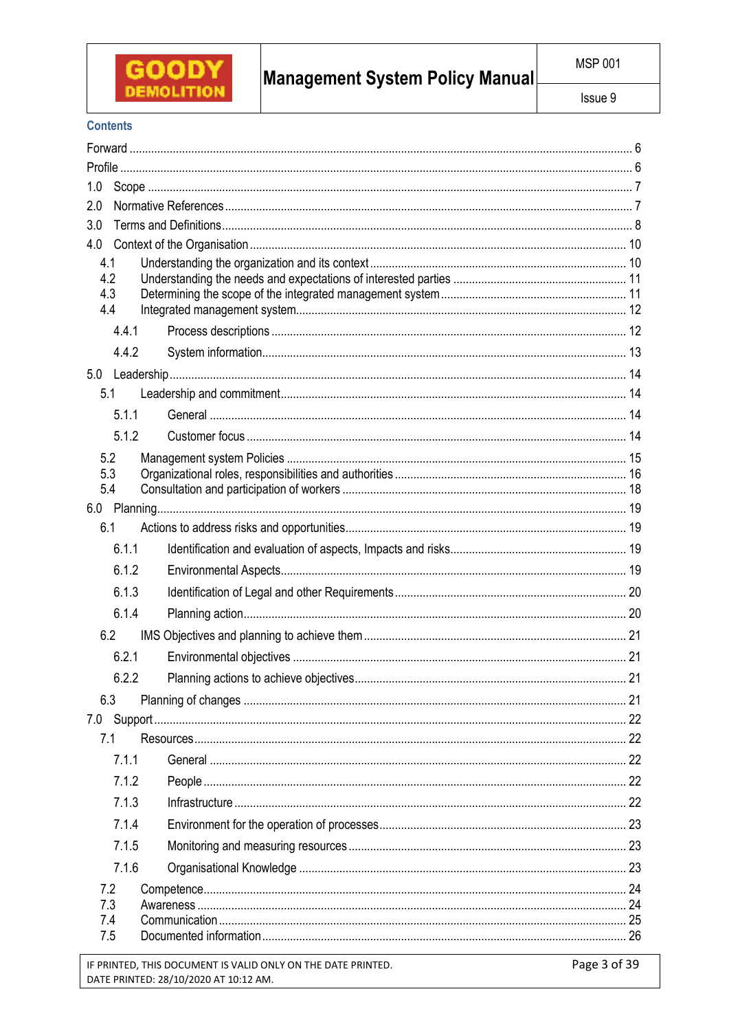## Contents

- Forward ........ 6
- Profile ........ 6
- 1.0 Scope ........ 7
- 2.0 Normative References ........ 7
- 3.0 Terms and Definitions ........ 8
- 4.0 Context of the Organisation ........ 10
  - 4.1 Understanding the organization and its context ........ 10
  - 4.2 Understanding the needs and expectations of interested parties ........ 11
  - 4.3 Determining the scope of the integrated management system ........ 11
  - 4.4 Integrated management system ........ 12
    - 4.4.1 Process descriptions ........ 12
    - 4.4.2 System information ........ 13
- 5.0 Leadership ........ 14
  - 5.1 Leadership and commitment ........ 14
    - 5.1.1 General ........ 14
    - 5.1.2 Customer focus ........ 14
  - 5.2 Management system Policies ........ 15
  - 5.3 Organizational roles, responsibilities and authorities ........ 16
  - 5.4 Consultation and participation of workers ........ 18
- 6.0 Planning ........ 19
  - 6.1 Actions to address risks and opportunities ........ 19
    - 6.1.1 Identification and evaluation of aspects, Impacts and risks ........ 19
    - 6.1.2 Environmental Aspects ........ 19
    - 6.1.3 Identification of Legal and other Requirements ........ 20
    - 6.1.4 Planning action ........ 20
  - 6.2 IMS Objectives and planning to achieve them ........ 21
    - 6.2.1 Environmental objectives ........ 21
    - 6.2.2 Planning actions to achieve objectives ........ 21
  - 6.3 Planning of changes ........ 21
- 7.0 Support ........ 22
  - 7.1 Resources ........ 22
    - 7.1.1 General ........ 22
    - 7.1.2 People ........ 22
    - 7.1.3 Infrastructure ........ 22
    - 7.1.4 Environment for the operation of processes ........ 23
    - 7.1.5 Monitoring and measuring resources ........ 23
    - 7.1.6 Organisational Knowledge ........ 23
  - 7.2 Competence ........ 24
  - 7.3 Awareness ........ 24
  - 7.4 Communication ........ 25
  - 7.5 Documented information ........ 26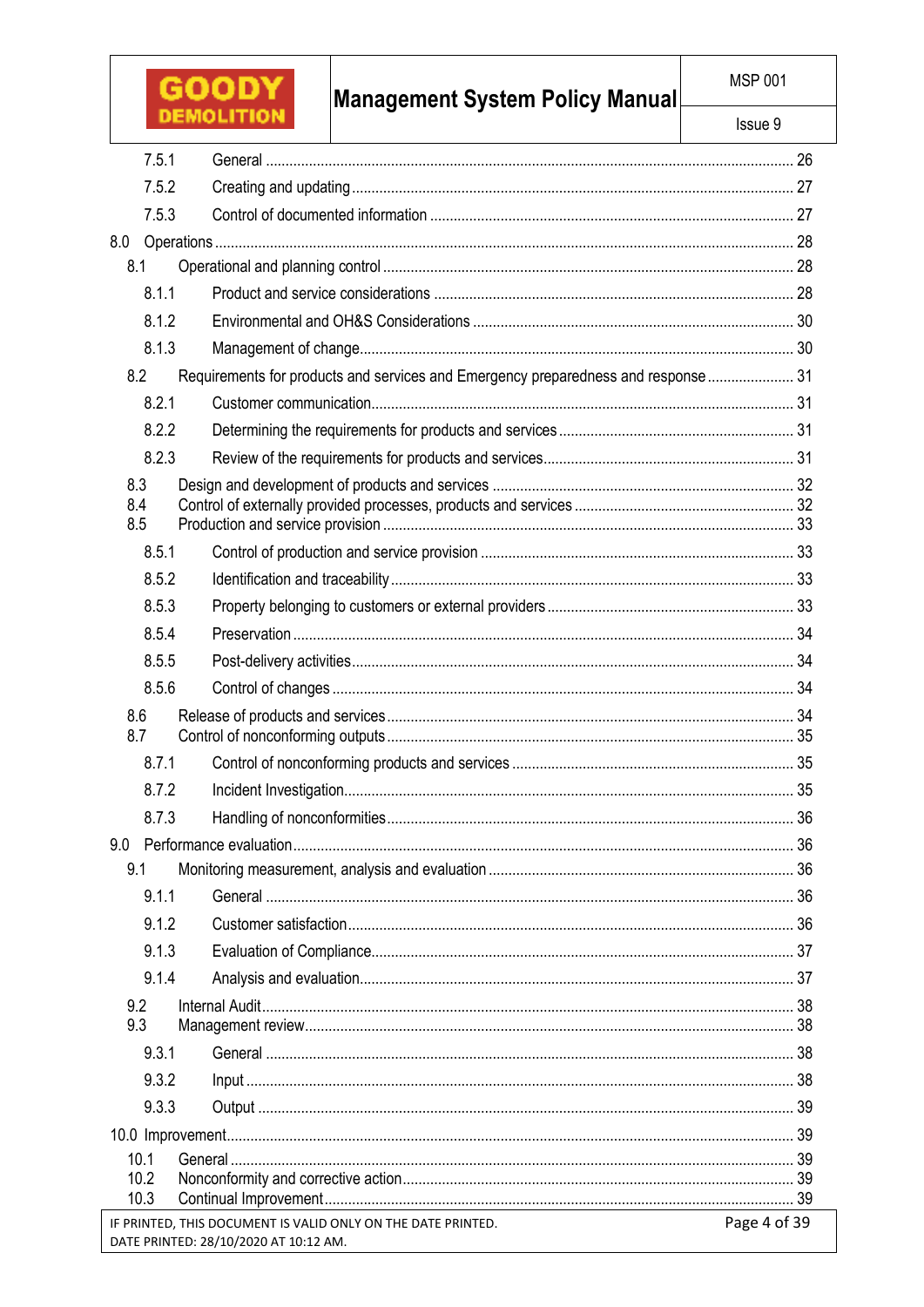- 7.5.1 General ... 26
- 7.5.2 Creating and updating ... 27
- 7.5.3 Control of documented information ... 27

8.0 Operations ... 28

- 8.1 Operational and planning control ... 28
  - 8.1.1 Product and service considerations ... 28
  - 8.1.2 Environmental and OH&S Considerations ... 30
  - 8.1.3 Management of change ... 30
- 8.2 Requirements for products and services and Emergency preparedness and response ... 31
  - 8.2.1 Customer communication ... 31
  - 8.2.2 Determining the requirements for products and services ... 31
  - 8.2.3 Review of the requirements for products and services ... 31
- 8.3 Design and development of products and services ... 32
- 8.4 Control of externally provided processes, products and services ... 32
- 8.5 Production and service provision ... 33
  - 8.5.1 Control of production and service provision ... 33
  - 8.5.2 Identification and traceability ... 33
  - 8.5.3 Property belonging to customers or external providers ... 33
  - 8.5.4 Preservation ... 34
  - 8.5.5 Post-delivery activities ... 34
  - 8.5.6 Control of changes ... 34
- 8.6 Release of products and services ... 34
- 8.7 Control of nonconforming outputs ... 35
  - 8.7.1 Control of nonconforming products and services ... 35
  - 8.7.2 Incident Investigation ... 35
  - 8.7.3 Handling of nonconformities ... 36

9.0 Performance evaluation ... 36

- 9.1 Monitoring measurement, analysis and evaluation ... 36
  - 9.1.1 General ... 36
  - 9.1.2 Customer satisfaction ... 36
  - 9.1.3 Evaluation of Compliance ... 37
  - 9.1.4 Analysis and evaluation ... 37
- 9.2 Internal Audit ... 38
- 9.3 Management review ... 38
  - 9.3.1 General ... 38
  - 9.3.2 Input ... 38
  - 9.3.3 Output ... 39

10.0 Improvement ... 39

- 10.1 General ... 39
- 10.2 Nonconformity and corrective action ... 39
- 10.3 Continual Improvement ... 39

IF PRINTED, THIS DOCUMENT IS VALID ONLY ON THE DATE PRINTED.
DATE PRINTED: 28/10/2020 AT 10:12 AM.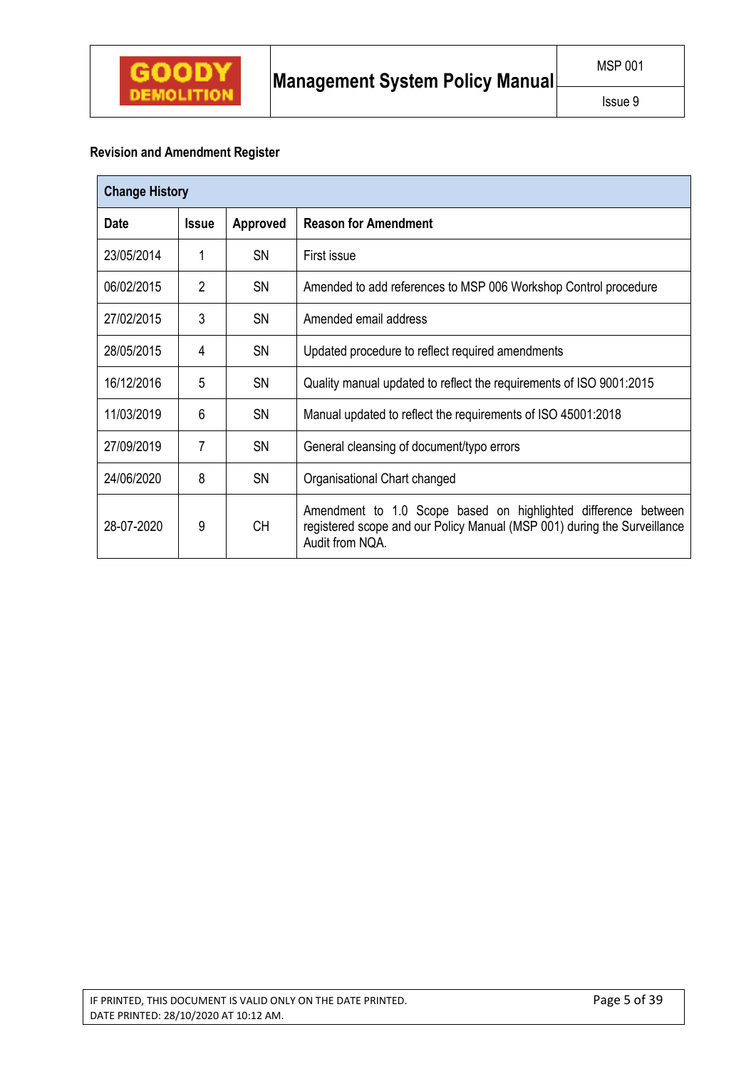**Revision and Amendment Register**

| Change History | | | |
|---|---|---|---|
| **Date** | **Issue** | **Approved** | **Reason for Amendment** |
| 23/05/2014 | 1 | SN | First issue |
| 06/02/2015 | 2 | SN | Amended to add references to MSP 006 Workshop Control procedure |
| 27/02/2015 | 3 | SN | Amended email address |
| 28/05/2015 | 4 | SN | Updated procedure to reflect required amendments |
| 16/12/2016 | 5 | SN | Quality manual updated to reflect the requirements of ISO 9001:2015 |
| 11/03/2019 | 6 | SN | Manual updated to reflect the requirements of ISO 45001:2018 |
| 27/09/2019 | 7 | SN | General cleansing of document/typo errors |
| 24/06/2020 | 8 | SN | Organisational Chart changed |
| 28-07-2020 | 9 | CH | Amendment to 1.0 Scope based on highlighted difference between registered scope and our Policy Manual (MSP 001) during the Surveillance Audit from NQA. |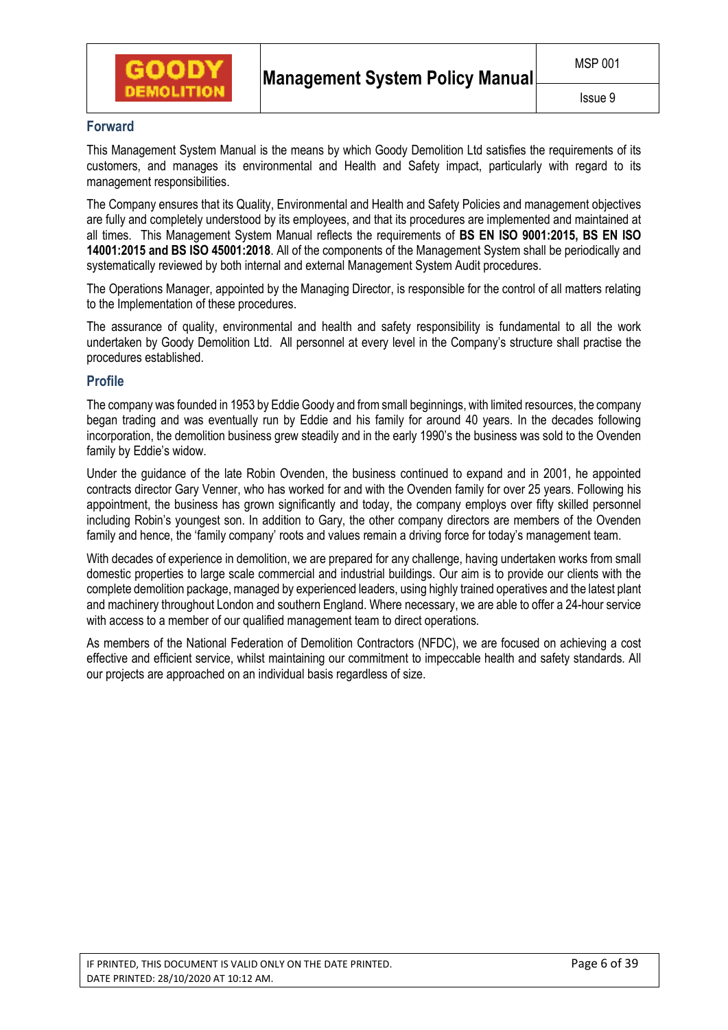## Forward

This Management System Manual is the means by which Goody Demolition Ltd satisfies the requirements of its customers, and manages its environmental and Health and Safety impact, particularly with regard to its management responsibilities.

The Company ensures that its Quality, Environmental and Health and Safety Policies and management objectives are fully and completely understood by its employees, and that its procedures are implemented and maintained at all times. This Management System Manual reflects the requirements of **BS EN ISO 9001:2015, BS EN ISO 14001:2015 and BS ISO 45001:2018**. All of the components of the Management System shall be periodically and systematically reviewed by both internal and external Management System Audit procedures.

The Operations Manager, appointed by the Managing Director, is responsible for the control of all matters relating to the Implementation of these procedures.

The assurance of quality, environmental and health and safety responsibility is fundamental to all the work undertaken by Goody Demolition Ltd. All personnel at every level in the Company's structure shall practise the procedures established.

## Profile

The company was founded in 1953 by Eddie Goody and from small beginnings, with limited resources, the company began trading and was eventually run by Eddie and his family for around 40 years. In the decades following incorporation, the demolition business grew steadily and in the early 1990's the business was sold to the Ovenden family by Eddie's widow.

Under the guidance of the late Robin Ovenden, the business continued to expand and in 2001, he appointed contracts director Gary Venner, who has worked for and with the Ovenden family for over 25 years. Following his appointment, the business has grown significantly and today, the company employs over fifty skilled personnel including Robin's youngest son. In addition to Gary, the other company directors are members of the Ovenden family and hence, the 'family company' roots and values remain a driving force for today's management team.

With decades of experience in demolition, we are prepared for any challenge, having undertaken works from small domestic properties to large scale commercial and industrial buildings. Our aim is to provide our clients with the complete demolition package, managed by experienced leaders, using highly trained operatives and the latest plant and machinery throughout London and southern England. Where necessary, we are able to offer a 24-hour service with access to a member of our qualified management team to direct operations.

As members of the National Federation of Demolition Contractors (NFDC), we are focused on achieving a cost effective and efficient service, whilst maintaining our commitment to impeccable health and safety standards. All our projects are approached on an individual basis regardless of size.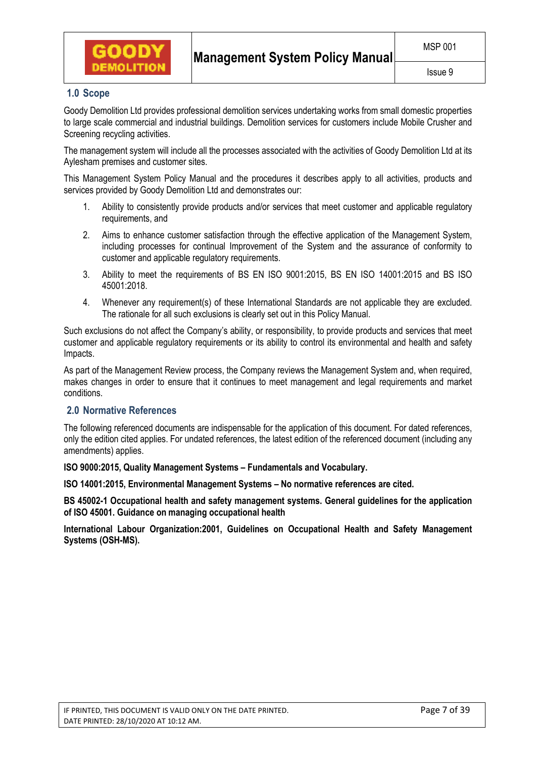## 1.0 Scope

Goody Demolition Ltd provides professional demolition services undertaking works from small domestic properties to large scale commercial and industrial buildings. Demolition services for customers include Mobile Crusher and Screening recycling activities.

The management system will include all the processes associated with the activities of Goody Demolition Ltd at its Aylesham premises and customer sites.

This Management System Policy Manual and the procedures it describes apply to all activities, products and services provided by Goody Demolition Ltd and demonstrates our:

1. Ability to consistently provide products and/or services that meet customer and applicable regulatory requirements, and
2. Aims to enhance customer satisfaction through the effective application of the Management System, including processes for continual Improvement of the System and the assurance of conformity to customer and applicable regulatory requirements.
3. Ability to meet the requirements of BS EN ISO 9001:2015, BS EN ISO 14001:2015 and BS ISO 45001:2018.
4. Whenever any requirement(s) of these International Standards are not applicable they are excluded. The rationale for all such exclusions is clearly set out in this Policy Manual.

Such exclusions do not affect the Company's ability, or responsibility, to provide products and services that meet customer and applicable regulatory requirements or its ability to control its environmental and health and safety Impacts.

As part of the Management Review process, the Company reviews the Management System and, when required, makes changes in order to ensure that it continues to meet management and legal requirements and market conditions.

## 2.0 Normative References

The following referenced documents are indispensable for the application of this document. For dated references, only the edition cited applies. For undated references, the latest edition of the referenced document (including any amendments) applies.

**ISO 9000:2015, Quality Management Systems – Fundamentals and Vocabulary.**

**ISO 14001:2015, Environmental Management Systems – No normative references are cited.**

**BS 45002-1 Occupational health and safety management systems. General guidelines for the application of ISO 45001. Guidance on managing occupational health**

**International Labour Organization:2001, Guidelines on Occupational Health and Safety Management Systems (OSH-MS).**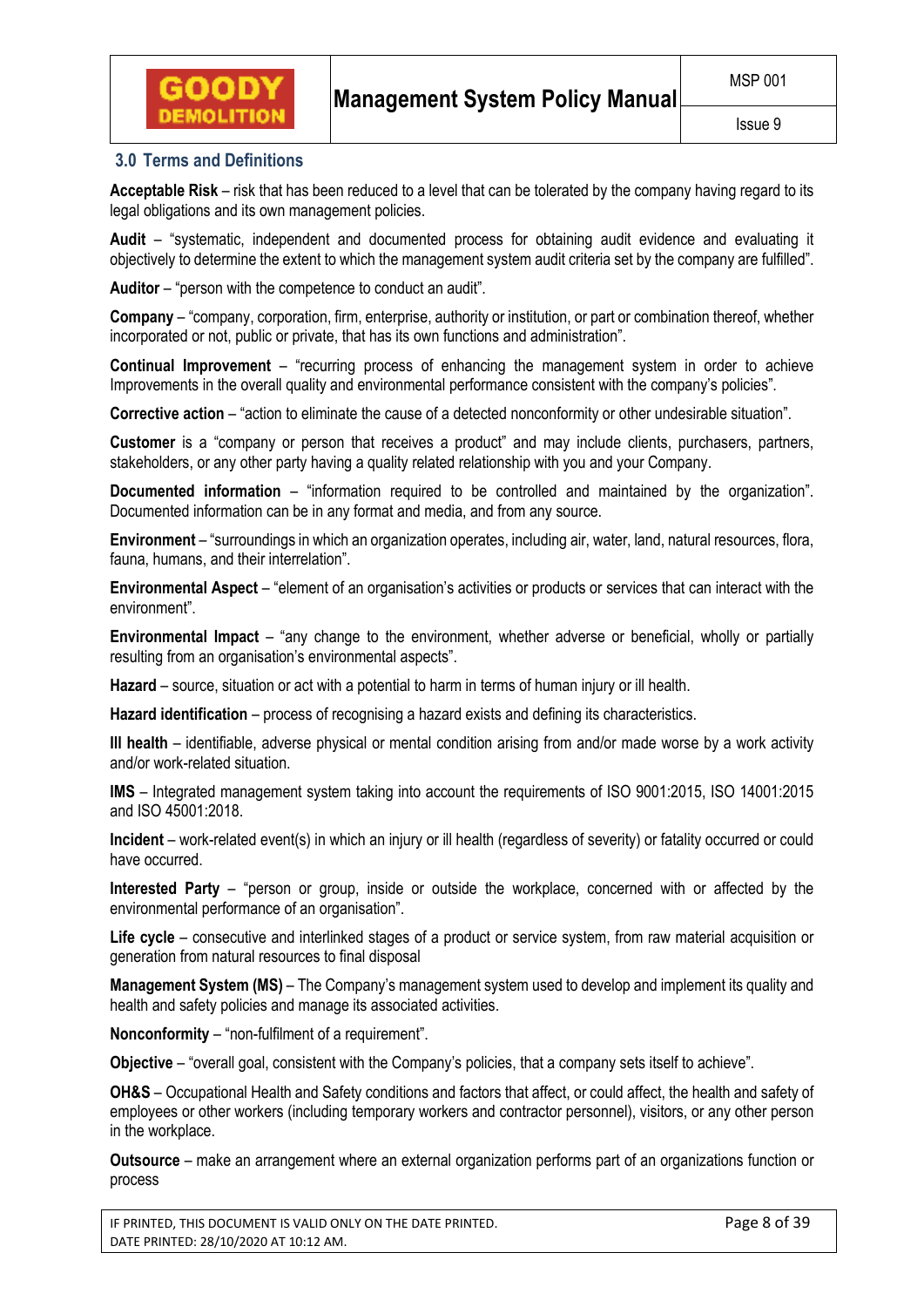## 3.0 Terms and Definitions

**Acceptable Risk** – risk that has been reduced to a level that can be tolerated by the company having regard to its legal obligations and its own management policies.

**Audit** – "systematic, independent and documented process for obtaining audit evidence and evaluating it objectively to determine the extent to which the management system audit criteria set by the company are fulfilled".

**Auditor** – "person with the competence to conduct an audit".

**Company** – "company, corporation, firm, enterprise, authority or institution, or part or combination thereof, whether incorporated or not, public or private, that has its own functions and administration".

**Continual Improvement** – "recurring process of enhancing the management system in order to achieve Improvements in the overall quality and environmental performance consistent with the company's policies".

**Corrective action** – "action to eliminate the cause of a detected nonconformity or other undesirable situation".

**Customer** is a "company or person that receives a product" and may include clients, purchasers, partners, stakeholders, or any other party having a quality related relationship with you and your Company.

**Documented information** – "information required to be controlled and maintained by the organization". Documented information can be in any format and media, and from any source.

**Environment** – "surroundings in which an organization operates, including air, water, land, natural resources, flora, fauna, humans, and their interrelation".

**Environmental Aspect** – "element of an organisation's activities or products or services that can interact with the environment".

**Environmental Impact** – "any change to the environment, whether adverse or beneficial, wholly or partially resulting from an organisation's environmental aspects".

**Hazard** – source, situation or act with a potential to harm in terms of human injury or ill health.

**Hazard identification** – process of recognising a hazard exists and defining its characteristics.

**Ill health** – identifiable, adverse physical or mental condition arising from and/or made worse by a work activity and/or work-related situation.

**IMS** – Integrated management system taking into account the requirements of ISO 9001:2015, ISO 14001:2015 and ISO 45001:2018.

**Incident** – work-related event(s) in which an injury or ill health (regardless of severity) or fatality occurred or could have occurred.

**Interested Party** – "person or group, inside or outside the workplace, concerned with or affected by the environmental performance of an organisation".

**Life cycle** – consecutive and interlinked stages of a product or service system, from raw material acquisition or generation from natural resources to final disposal

**Management System (MS)** – The Company's management system used to develop and implement its quality and health and safety policies and manage its associated activities.

**Nonconformity** – "non-fulfilment of a requirement".

**Objective** – "overall goal, consistent with the Company's policies, that a company sets itself to achieve".

**OH&S** – Occupational Health and Safety conditions and factors that affect, or could affect, the health and safety of employees or other workers (including temporary workers and contractor personnel), visitors, or any other person in the workplace.

**Outsource** – make an arrangement where an external organization performs part of an organizations function or process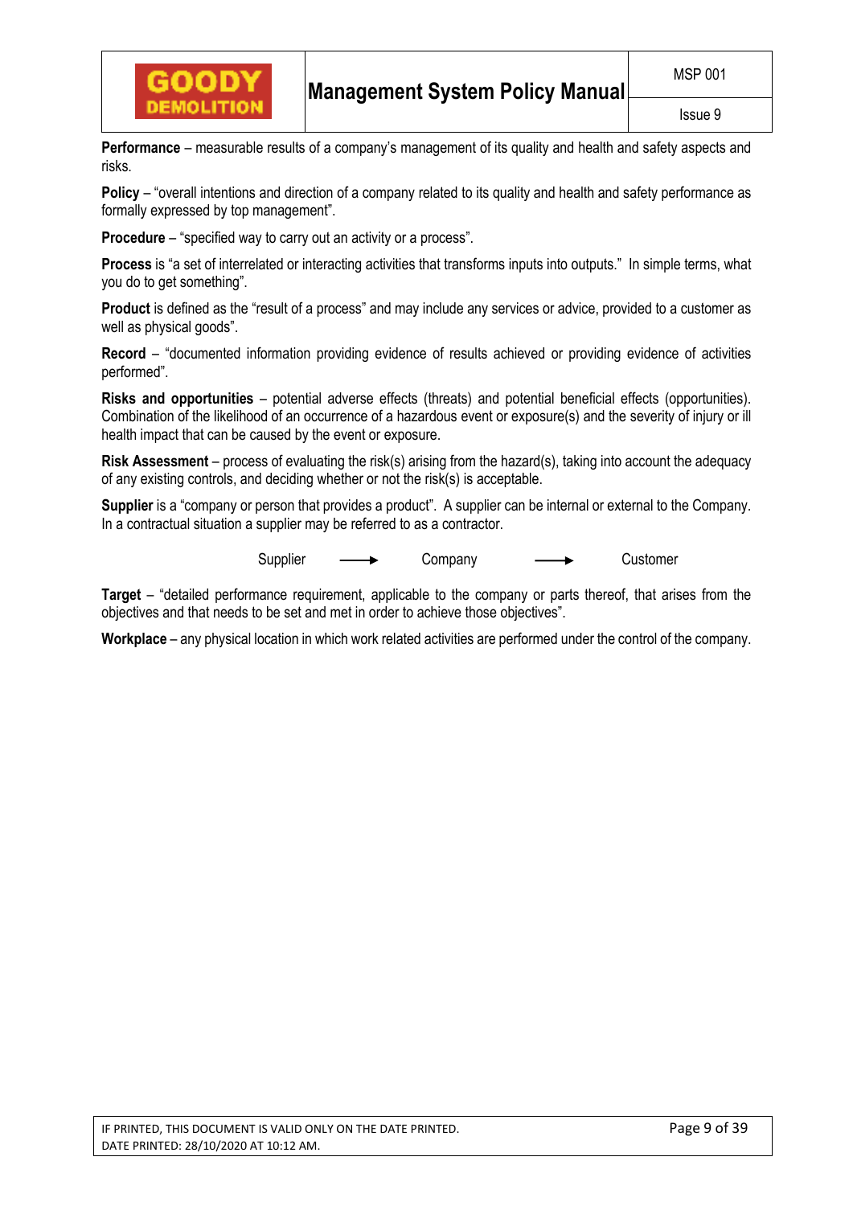**Performance** – measurable results of a company's management of its quality and health and safety aspects and risks.

**Policy** – "overall intentions and direction of a company related to its quality and health and safety performance as formally expressed by top management".

**Procedure** – "specified way to carry out an activity or a process".

**Process** is "a set of interrelated or interacting activities that transforms inputs into outputs." In simple terms, what you do to get something".

**Product** is defined as the "result of a process" and may include any services or advice, provided to a customer as well as physical goods".

**Record** – "documented information providing evidence of results achieved or providing evidence of activities performed".

**Risks and opportunities** – potential adverse effects (threats) and potential beneficial effects (opportunities). Combination of the likelihood of an occurrence of a hazardous event or exposure(s) and the severity of injury or ill health impact that can be caused by the event or exposure.

**Risk Assessment** – process of evaluating the risk(s) arising from the hazard(s), taking into account the adequacy of any existing controls, and deciding whether or not the risk(s) is acceptable.

**Supplier** is a "company or person that provides a product". A supplier can be internal or external to the Company. In a contractual situation a supplier may be referred to as a contractor.

Supplier ⟶ Company ⟶ Customer

**Target** – "detailed performance requirement, applicable to the company or parts thereof, that arises from the objectives and that needs to be set and met in order to achieve those objectives".

**Workplace** – any physical location in which work related activities are performed under the control of the company.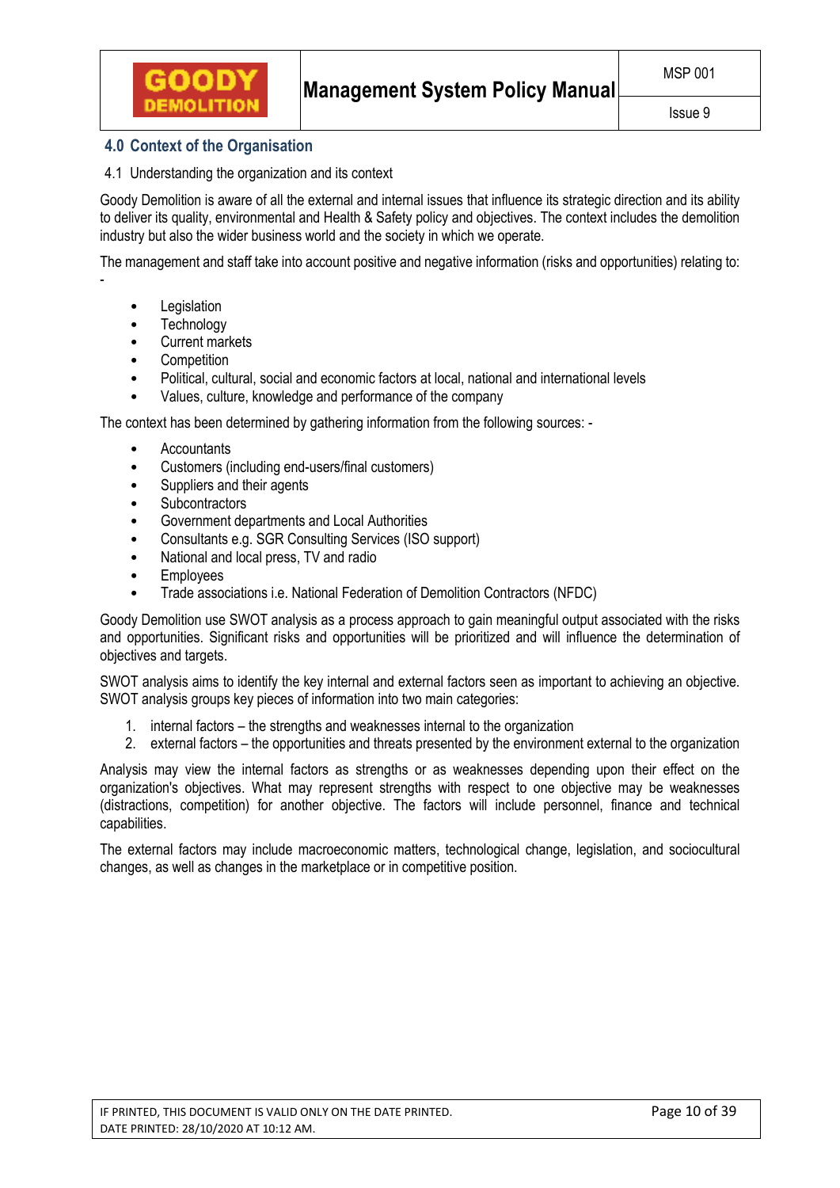## 4.0 Context of the Organisation

4.1 Understanding the organization and its context

Goody Demolition is aware of all the external and internal issues that influence its strategic direction and its ability to deliver its quality, environmental and Health & Safety policy and objectives. The context includes the demolition industry but also the wider business world and the society in which we operate.

The management and staff take into account positive and negative information (risks and opportunities) relating to: -

- Legislation
- Technology
- Current markets
- Competition
- Political, cultural, social and economic factors at local, national and international levels
- Values, culture, knowledge and performance of the company

The context has been determined by gathering information from the following sources: -

- Accountants
- Customers (including end-users/final customers)
- Suppliers and their agents
- Subcontractors
- Government departments and Local Authorities
- Consultants e.g. SGR Consulting Services (ISO support)
- National and local press, TV and radio
- Employees
- Trade associations i.e. National Federation of Demolition Contractors (NFDC)

Goody Demolition use SWOT analysis as a process approach to gain meaningful output associated with the risks and opportunities. Significant risks and opportunities will be prioritized and will influence the determination of objectives and targets.

SWOT analysis aims to identify the key internal and external factors seen as important to achieving an objective. SWOT analysis groups key pieces of information into two main categories:

1. internal factors – the strengths and weaknesses internal to the organization
2. external factors – the opportunities and threats presented by the environment external to the organization

Analysis may view the internal factors as strengths or as weaknesses depending upon their effect on the organization's objectives. What may represent strengths with respect to one objective may be weaknesses (distractions, competition) for another objective. The factors will include personnel, finance and technical capabilities.

The external factors may include macroeconomic matters, technological change, legislation, and sociocultural changes, as well as changes in the marketplace or in competitive position.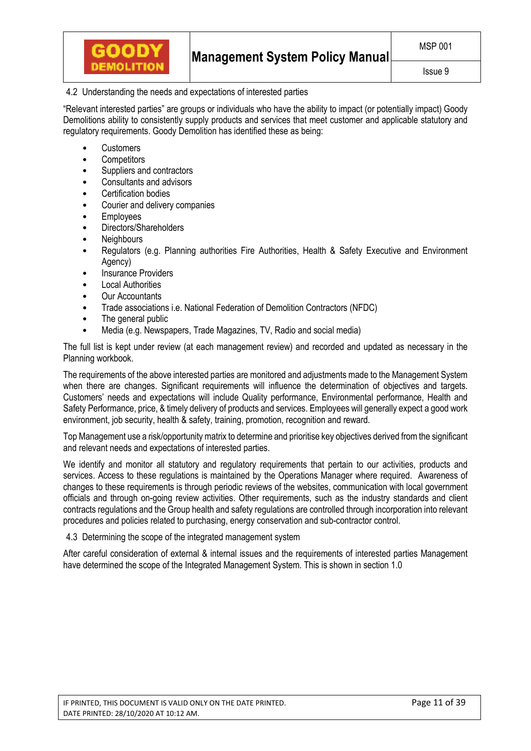### 4.2 Understanding the needs and expectations of interested parties

"Relevant interested parties" are groups or individuals who have the ability to impact (or potentially impact) Goody Demolitions ability to consistently supply products and services that meet customer and applicable statutory and regulatory requirements. Goody Demolition has identified these as being:

- Customers
- Competitors
- Suppliers and contractors
- Consultants and advisors
- Certification bodies
- Courier and delivery companies
- Employees
- Directors/Shareholders
- Neighbours
- Regulators (e.g. Planning authorities Fire Authorities, Health & Safety Executive and Environment Agency)
- Insurance Providers
- Local Authorities
- Our Accountants
- Trade associations i.e. National Federation of Demolition Contractors (NFDC)
- The general public
- Media (e.g. Newspapers, Trade Magazines, TV, Radio and social media)

The full list is kept under review (at each management review) and recorded and updated as necessary in the Planning workbook.

The requirements of the above interested parties are monitored and adjustments made to the Management System when there are changes. Significant requirements will influence the determination of objectives and targets. Customers' needs and expectations will include Quality performance, Environmental performance, Health and Safety Performance, price, & timely delivery of products and services. Employees will generally expect a good work environment, job security, health & safety, training, promotion, recognition and reward.

Top Management use a risk/opportunity matrix to determine and prioritise key objectives derived from the significant and relevant needs and expectations of interested parties.

We identify and monitor all statutory and regulatory requirements that pertain to our activities, products and services. Access to these regulations is maintained by the Operations Manager where required. Awareness of changes to these requirements is through periodic reviews of the websites, communication with local government officials and through on-going review activities. Other requirements, such as the industry standards and client contracts regulations and the Group health and safety regulations are controlled through incorporation into relevant procedures and policies related to purchasing, energy conservation and sub-contractor control.

### 4.3 Determining the scope of the integrated management system

After careful consideration of external & internal issues and the requirements of interested parties Management have determined the scope of the Integrated Management System. This is shown in section 1.0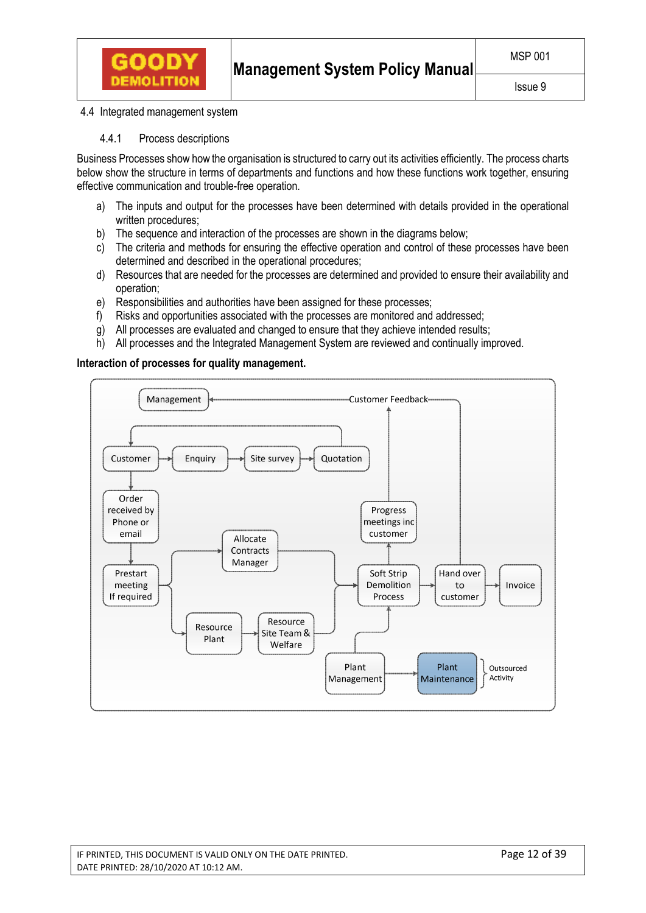## 4.4 Integrated management system

### 4.4.1 Process descriptions

Business Processes show how the organisation is structured to carry out its activities efficiently. The process charts below show the structure in terms of departments and functions and how these functions work together, ensuring effective communication and trouble-free operation.

a) The inputs and output for the processes have been determined with details provided in the operational written procedures;
b) The sequence and interaction of the processes are shown in the diagrams below;
c) The criteria and methods for ensuring the effective operation and control of these processes have been determined and described in the operational procedures;
d) Resources that are needed for the processes are determined and provided to ensure their availability and operation;
e) Responsibilities and authorities have been assigned for these processes;
f) Risks and opportunities associated with the processes are monitored and addressed;
g) All processes are evaluated and changed to ensure that they achieve intended results;
h) All processes and the Integrated Management System are reviewed and continually improved.

**Interaction of processes for quality management.**

Management ← Customer Feedback

Customer → Enquiry → Site survey → Quotation

Order received by Phone or email

Prestart meeting If required

Allocate Contracts Manager

Resource Plant → Resource Site Team & Welfare

Progress meetings inc customer

Soft Strip Demolition Process → Hand over to customer → Invoice

Plant Management → Plant Maintenance (Outsourced Activity)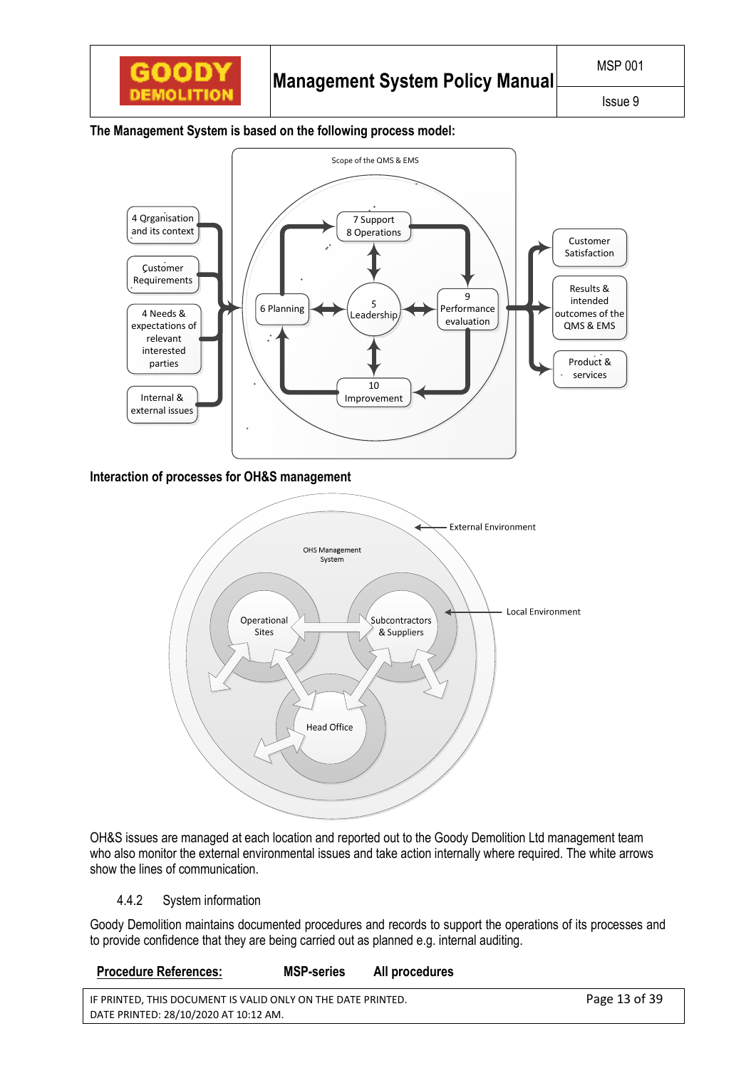**The Management System is based on the following process model:**

**Interaction of processes for OH&S management**

OH&S issues are managed at each location and reported out to the Goody Demolition Ltd management team who also monitor the external environmental issues and take action internally where required. The white arrows show the lines of communication.

### 4.4.2 System information

Goody Demolition maintains documented procedures and records to support the operations of its processes and to provide confidence that they are being carried out as planned e.g. internal auditing.

| **Procedure References:** | **MSP-series** | **All procedures** |
|---|---|---|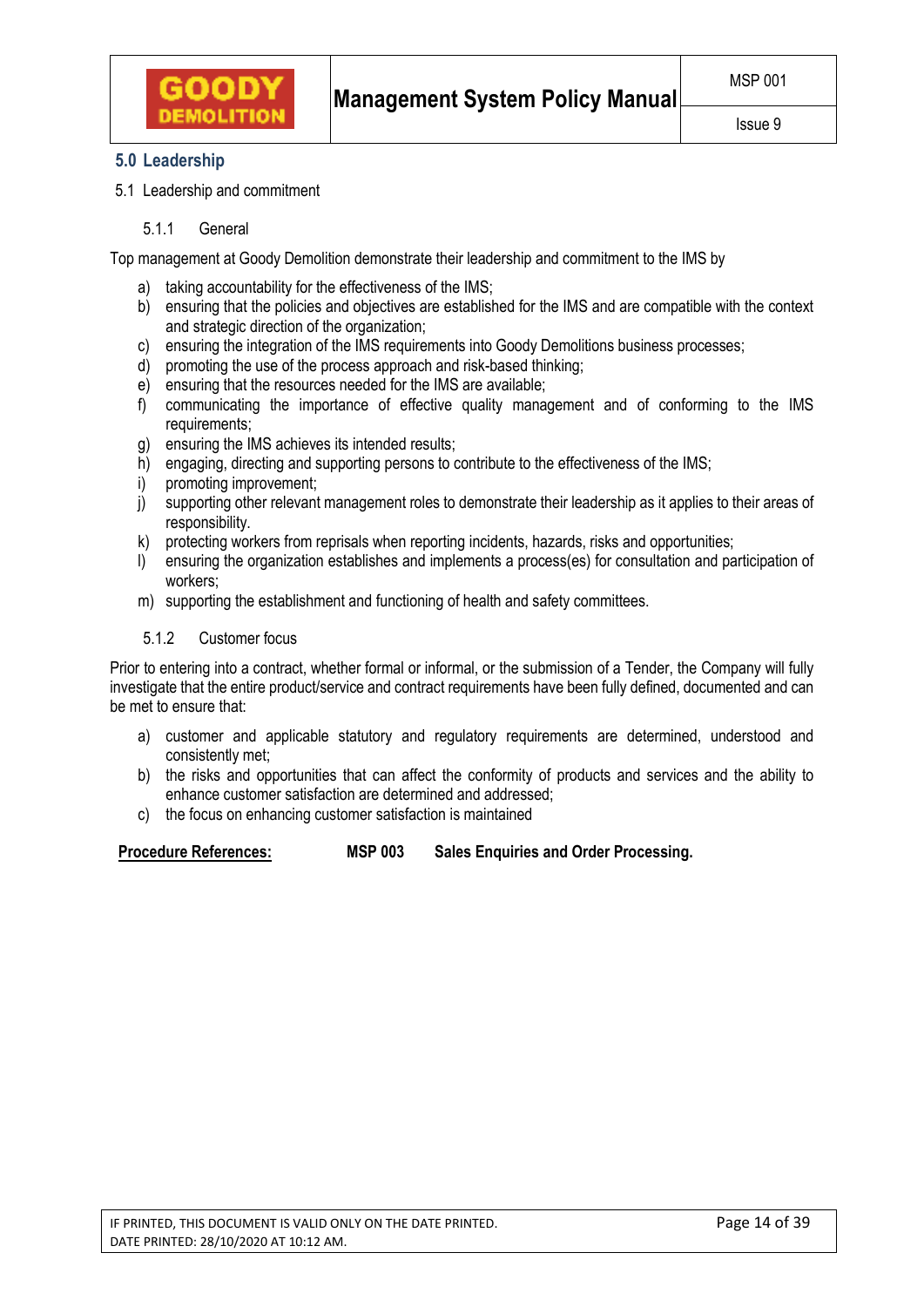## 5.0 Leadership

### 5.1 Leadership and commitment

#### 5.1.1 General

Top management at Goody Demolition demonstrate their leadership and commitment to the IMS by

a) taking accountability for the effectiveness of the IMS;
b) ensuring that the policies and objectives are established for the IMS and are compatible with the context and strategic direction of the organization;
c) ensuring the integration of the IMS requirements into Goody Demolitions business processes;
d) promoting the use of the process approach and risk-based thinking;
e) ensuring that the resources needed for the IMS are available;
f) communicating the importance of effective quality management and of conforming to the IMS requirements;
g) ensuring the IMS achieves its intended results;
h) engaging, directing and supporting persons to contribute to the effectiveness of the IMS;
i) promoting improvement;
j) supporting other relevant management roles to demonstrate their leadership as it applies to their areas of responsibility.
k) protecting workers from reprisals when reporting incidents, hazards, risks and opportunities;
l) ensuring the organization establishes and implements a process(es) for consultation and participation of workers;
m) supporting the establishment and functioning of health and safety committees.

#### 5.1.2 Customer focus

Prior to entering into a contract, whether formal or informal, or the submission of a Tender, the Company will fully investigate that the entire product/service and contract requirements have been fully defined, documented and can be met to ensure that:

a) customer and applicable statutory and regulatory requirements are determined, understood and consistently met;
b) the risks and opportunities that can affect the conformity of products and services and the ability to enhance customer satisfaction are determined and addressed;
c) the focus on enhancing customer satisfaction is maintained

**<u>Procedure References:</u>** **MSP 003 Sales Enquiries and Order Processing.**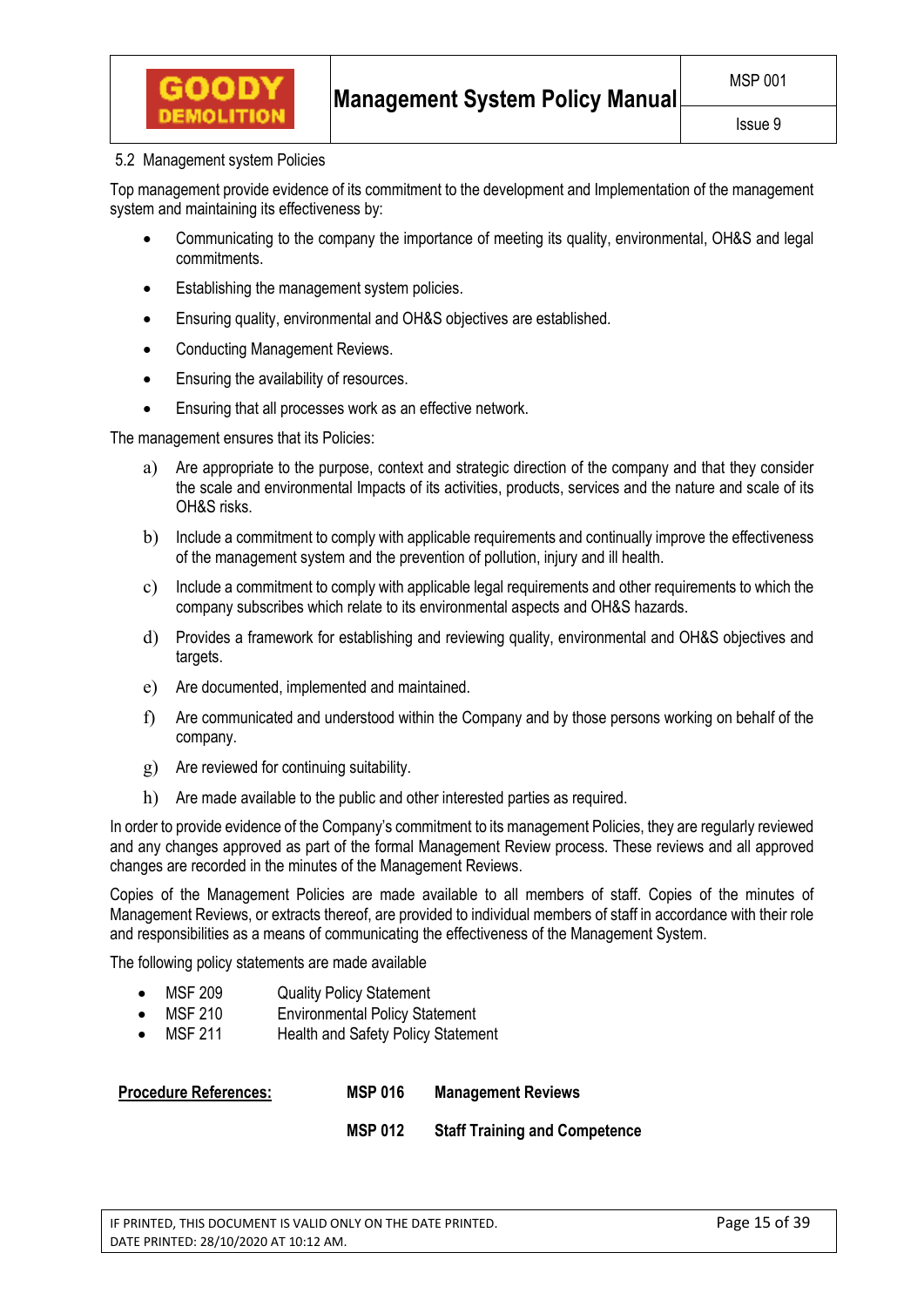## 5.2 Management system Policies

Top management provide evidence of its commitment to the development and Implementation of the management system and maintaining its effectiveness by:

- Communicating to the company the importance of meeting its quality, environmental, OH&S and legal commitments.
- Establishing the management system policies.
- Ensuring quality, environmental and OH&S objectives are established.
- Conducting Management Reviews.
- Ensuring the availability of resources.
- Ensuring that all processes work as an effective network.

The management ensures that its Policies:

a) Are appropriate to the purpose, context and strategic direction of the company and that they consider the scale and environmental Impacts of its activities, products, services and the nature and scale of its OH&S risks.

b) Include a commitment to comply with applicable requirements and continually improve the effectiveness of the management system and the prevention of pollution, injury and ill health.

c) Include a commitment to comply with applicable legal requirements and other requirements to which the company subscribes which relate to its environmental aspects and OH&S hazards.

d) Provides a framework for establishing and reviewing quality, environmental and OH&S objectives and targets.

e) Are documented, implemented and maintained.

f) Are communicated and understood within the Company and by those persons working on behalf of the company.

g) Are reviewed for continuing suitability.

h) Are made available to the public and other interested parties as required.

In order to provide evidence of the Company's commitment to its management Policies, they are regularly reviewed and any changes approved as part of the formal Management Review process. These reviews and all approved changes are recorded in the minutes of the Management Reviews.

Copies of the Management Policies are made available to all members of staff. Copies of the minutes of Management Reviews, or extracts thereof, are provided to individual members of staff in accordance with their role and responsibilities as a means of communicating the effectiveness of the Management System.

The following policy statements are made available

- MSF 209 Quality Policy Statement
- MSF 210 Environmental Policy Statement
- MSF 211 Health and Safety Policy Statement

| **Procedure References:** | **MSP 016** | **Management Reviews** |
|---|---|---|
| | **MSP 012** | **Staff Training and Competence** |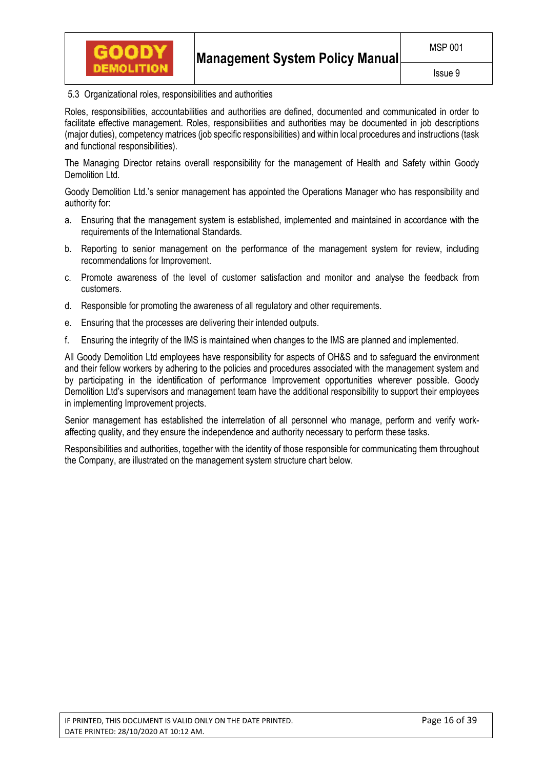## 5.3 Organizational roles, responsibilities and authorities

Roles, responsibilities, accountabilities and authorities are defined, documented and communicated in order to facilitate effective management. Roles, responsibilities and authorities may be documented in job descriptions (major duties), competency matrices (job specific responsibilities) and within local procedures and instructions (task and functional responsibilities).

The Managing Director retains overall responsibility for the management of Health and Safety within Goody Demolition Ltd.

Goody Demolition Ltd.'s senior management has appointed the Operations Manager who has responsibility and authority for:

a. Ensuring that the management system is established, implemented and maintained in accordance with the requirements of the International Standards.

b. Reporting to senior management on the performance of the management system for review, including recommendations for Improvement.

c. Promote awareness of the level of customer satisfaction and monitor and analyse the feedback from customers.

d. Responsible for promoting the awareness of all regulatory and other requirements.

e. Ensuring that the processes are delivering their intended outputs.

f. Ensuring the integrity of the IMS is maintained when changes to the IMS are planned and implemented.

All Goody Demolition Ltd employees have responsibility for aspects of OH&S and to safeguard the environment and their fellow workers by adhering to the policies and procedures associated with the management system and by participating in the identification of performance Improvement opportunities wherever possible. Goody Demolition Ltd's supervisors and management team have the additional responsibility to support their employees in implementing Improvement projects.

Senior management has established the interrelation of all personnel who manage, perform and verify work-affecting quality, and they ensure the independence and authority necessary to perform these tasks.

Responsibilities and authorities, together with the identity of those responsible for communicating them throughout the Company, are illustrated on the management system structure chart below.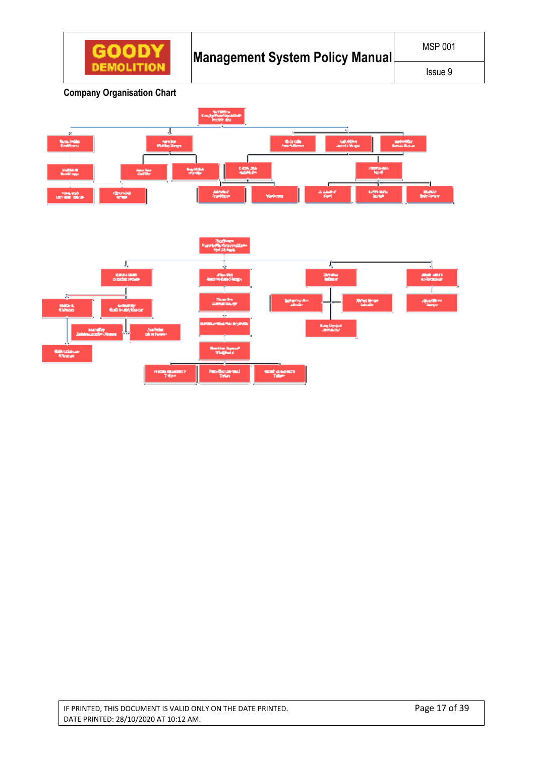## Company Organisation Chart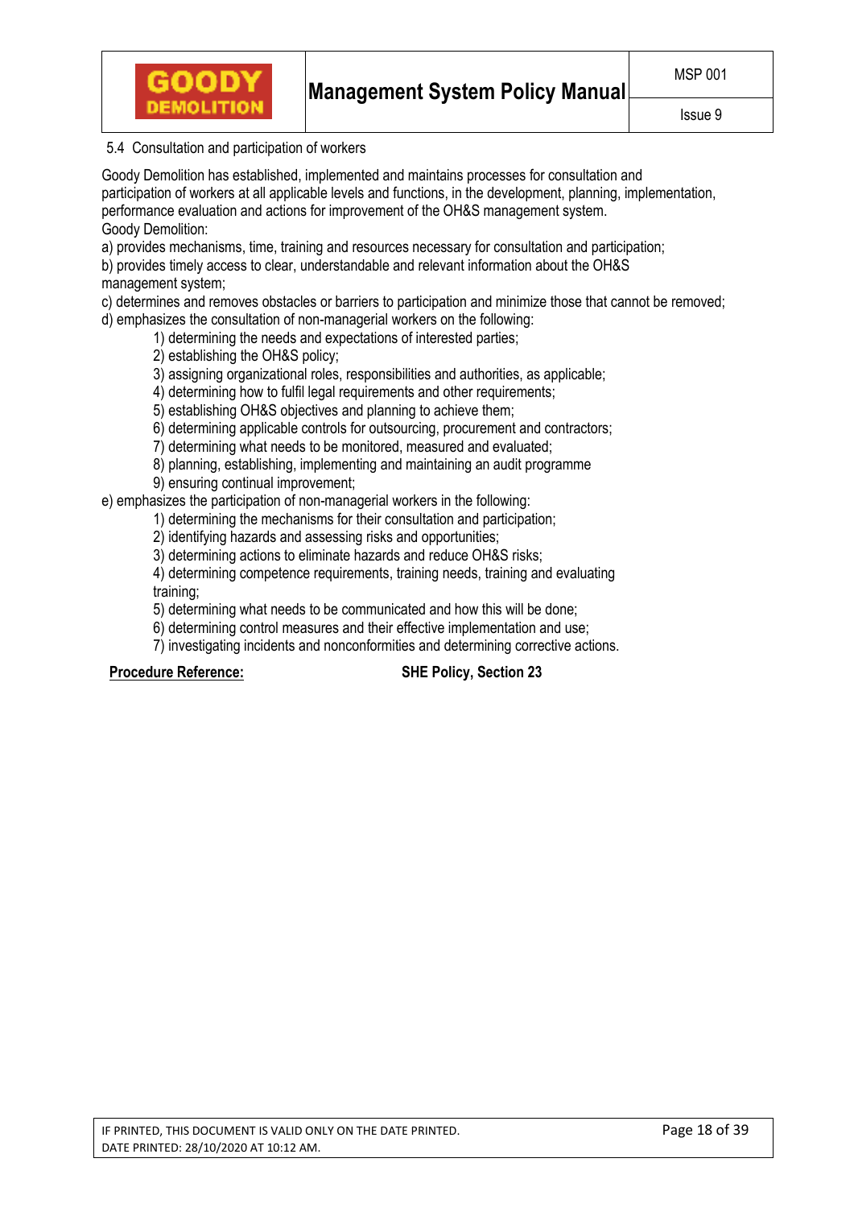## 5.4 Consultation and participation of workers

Goody Demolition has established, implemented and maintains processes for consultation and participation of workers at all applicable levels and functions, in the development, planning, implementation, performance evaluation and actions for improvement of the OH&S management system.

Goody Demolition:

a) provides mechanisms, time, training and resources necessary for consultation and participation;

b) provides timely access to clear, understandable and relevant information about the OH&S management system;

c) determines and removes obstacles or barriers to participation and minimize those that cannot be removed;

d) emphasizes the consultation of non-managerial workers on the following:

1) determining the needs and expectations of interested parties;
2) establishing the OH&S policy;
3) assigning organizational roles, responsibilities and authorities, as applicable;
4) determining how to fulfil legal requirements and other requirements;
5) establishing OH&S objectives and planning to achieve them;
6) determining applicable controls for outsourcing, procurement and contractors;
7) determining what needs to be monitored, measured and evaluated;
8) planning, establishing, implementing and maintaining an audit programme
9) ensuring continual improvement;

e) emphasizes the participation of non-managerial workers in the following:

1) determining the mechanisms for their consultation and participation;
2) identifying hazards and assessing risks and opportunities;
3) determining actions to eliminate hazards and reduce OH&S risks;
4) determining competence requirements, training needs, training and evaluating training;
5) determining what needs to be communicated and how this will be done;
6) determining control measures and their effective implementation and use;
7) investigating incidents and nonconformities and determining corrective actions.

**Procedure Reference:** **SHE Policy, Section 23**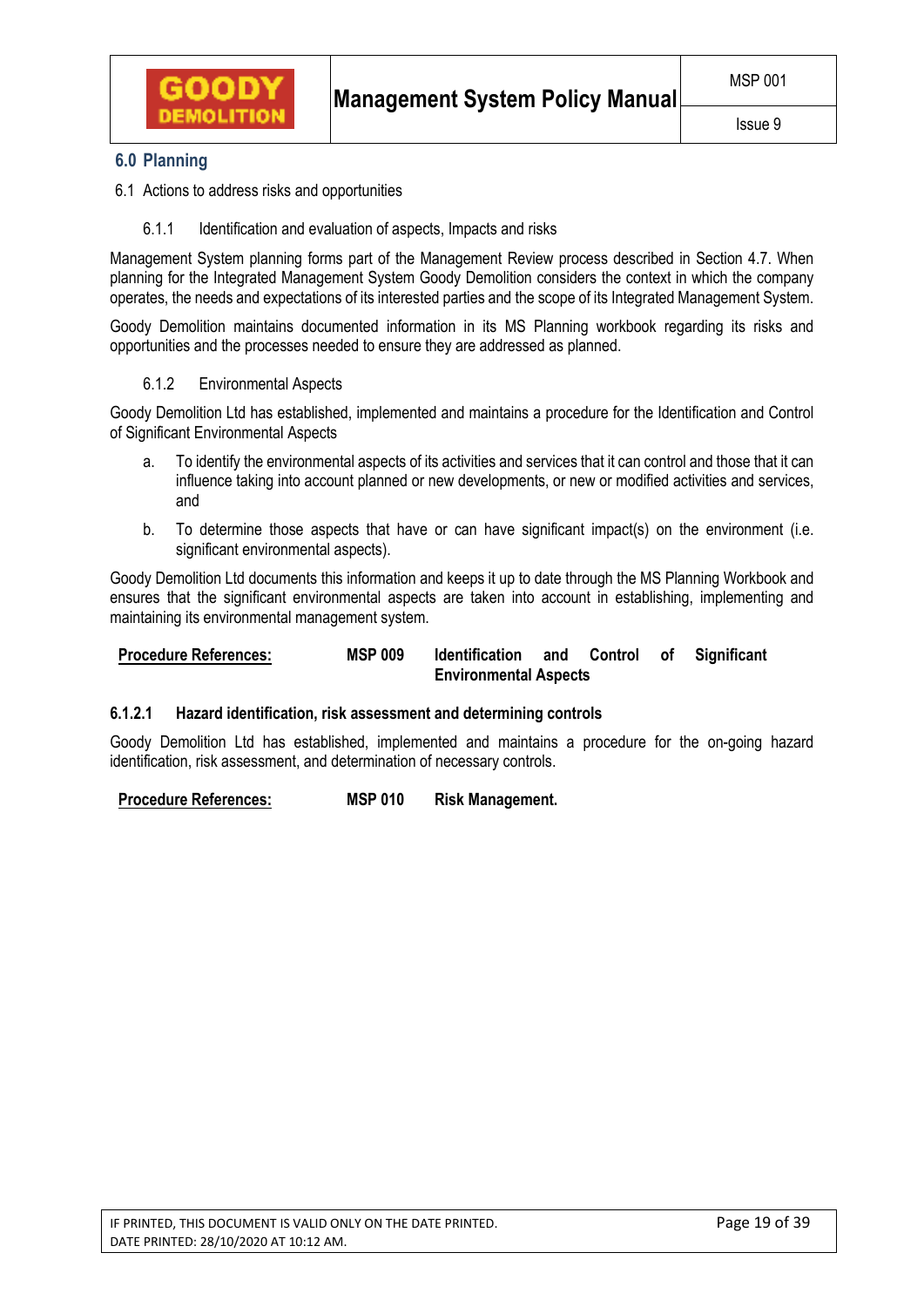## 6.0 Planning

6.1 Actions to address risks and opportunities

6.1.1 Identification and evaluation of aspects, Impacts and risks

Management System planning forms part of the Management Review process described in Section 4.7. When planning for the Integrated Management System Goody Demolition considers the context in which the company operates, the needs and expectations of its interested parties and the scope of its Integrated Management System.

Goody Demolition maintains documented information in its MS Planning workbook regarding its risks and opportunities and the processes needed to ensure they are addressed as planned.

6.1.2 Environmental Aspects

Goody Demolition Ltd has established, implemented and maintains a procedure for the Identification and Control of Significant Environmental Aspects

a. To identify the environmental aspects of its activities and services that it can control and those that it can influence taking into account planned or new developments, or new or modified activities and services, and

b. To determine those aspects that have or can have significant impact(s) on the environment (i.e. significant environmental aspects).

Goody Demolition Ltd documents this information and keeps it up to date through the MS Planning Workbook and ensures that the significant environmental aspects are taken into account in establishing, implementing and maintaining its environmental management system.

**Procedure References:** **MSP 009** **Identification and Control of Significant Environmental Aspects**

#### 6.1.2.1 Hazard identification, risk assessment and determining controls

Goody Demolition Ltd has established, implemented and maintains a procedure for the on-going hazard identification, risk assessment, and determination of necessary controls.

**Procedure References:** **MSP 010** **Risk Management.**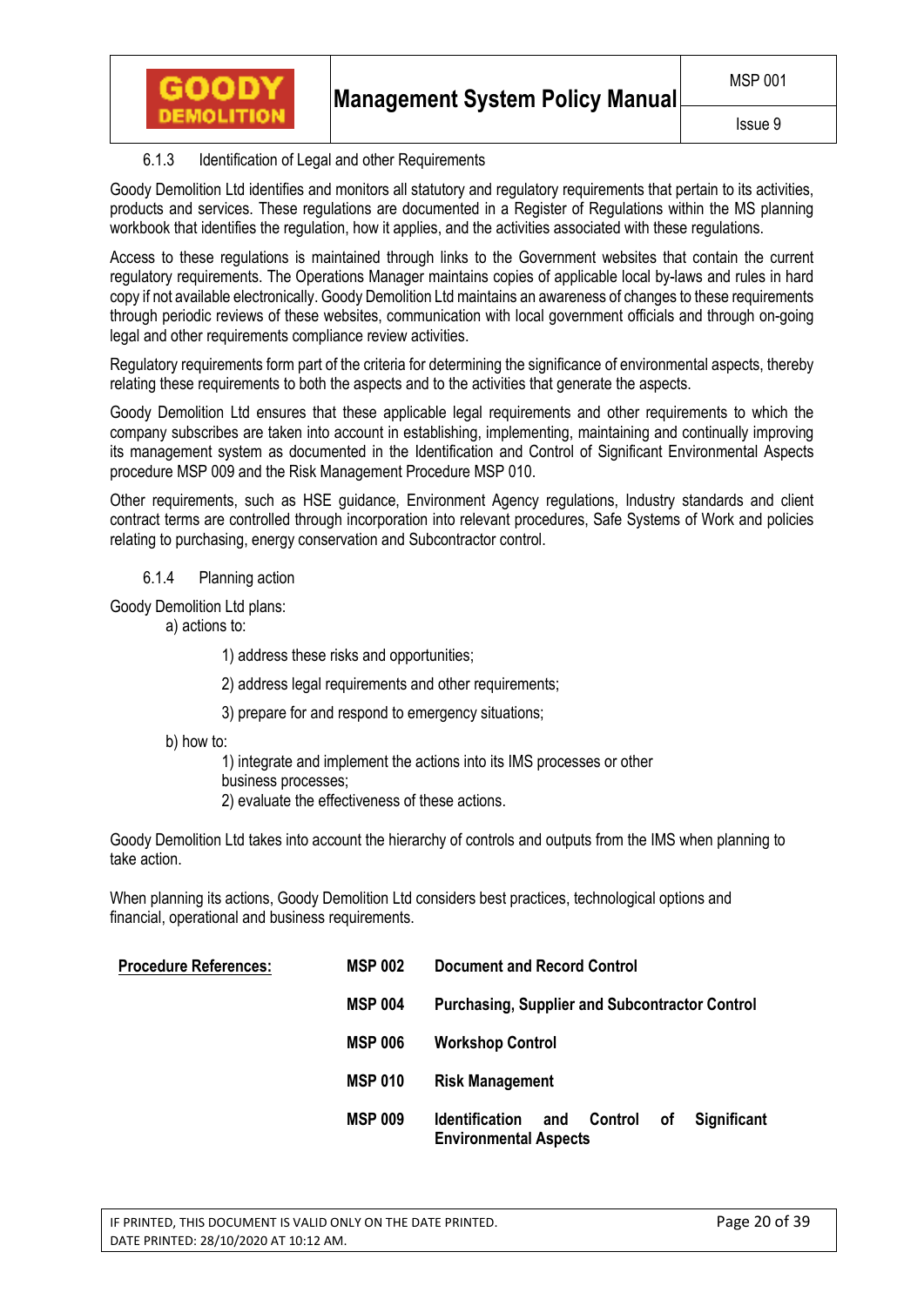#### 6.1.3 Identification of Legal and other Requirements

Goody Demolition Ltd identifies and monitors all statutory and regulatory requirements that pertain to its activities, products and services. These regulations are documented in a Register of Regulations within the MS planning workbook that identifies the regulation, how it applies, and the activities associated with these regulations.

Access to these regulations is maintained through links to the Government websites that contain the current regulatory requirements. The Operations Manager maintains copies of applicable local by-laws and rules in hard copy if not available electronically. Goody Demolition Ltd maintains an awareness of changes to these requirements through periodic reviews of these websites, communication with local government officials and through on-going legal and other requirements compliance review activities.

Regulatory requirements form part of the criteria for determining the significance of environmental aspects, thereby relating these requirements to both the aspects and to the activities that generate the aspects.

Goody Demolition Ltd ensures that these applicable legal requirements and other requirements to which the company subscribes are taken into account in establishing, implementing, maintaining and continually improving its management system as documented in the Identification and Control of Significant Environmental Aspects procedure MSP 009 and the Risk Management Procedure MSP 010.

Other requirements, such as HSE guidance, Environment Agency regulations, Industry standards and client contract terms are controlled through incorporation into relevant procedures, Safe Systems of Work and policies relating to purchasing, energy conservation and Subcontractor control.

#### 6.1.4 Planning action

Goody Demolition Ltd plans:

a) actions to:

1) address these risks and opportunities;

2) address legal requirements and other requirements;

3) prepare for and respond to emergency situations;

b) how to:

1) integrate and implement the actions into its IMS processes or other business processes;

2) evaluate the effectiveness of these actions.

Goody Demolition Ltd takes into account the hierarchy of controls and outputs from the IMS when planning to take action.

When planning its actions, Goody Demolition Ltd considers best practices, technological options and financial, operational and business requirements.

| **Procedure References:** | **MSP 002** | **Document and Record Control** |
|---|---|---|
| | **MSP 004** | **Purchasing, Supplier and Subcontractor Control** |
| | **MSP 006** | **Workshop Control** |
| | **MSP 010** | **Risk Management** |
| | **MSP 009** | **Identification and Control of Significant Environmental Aspects** |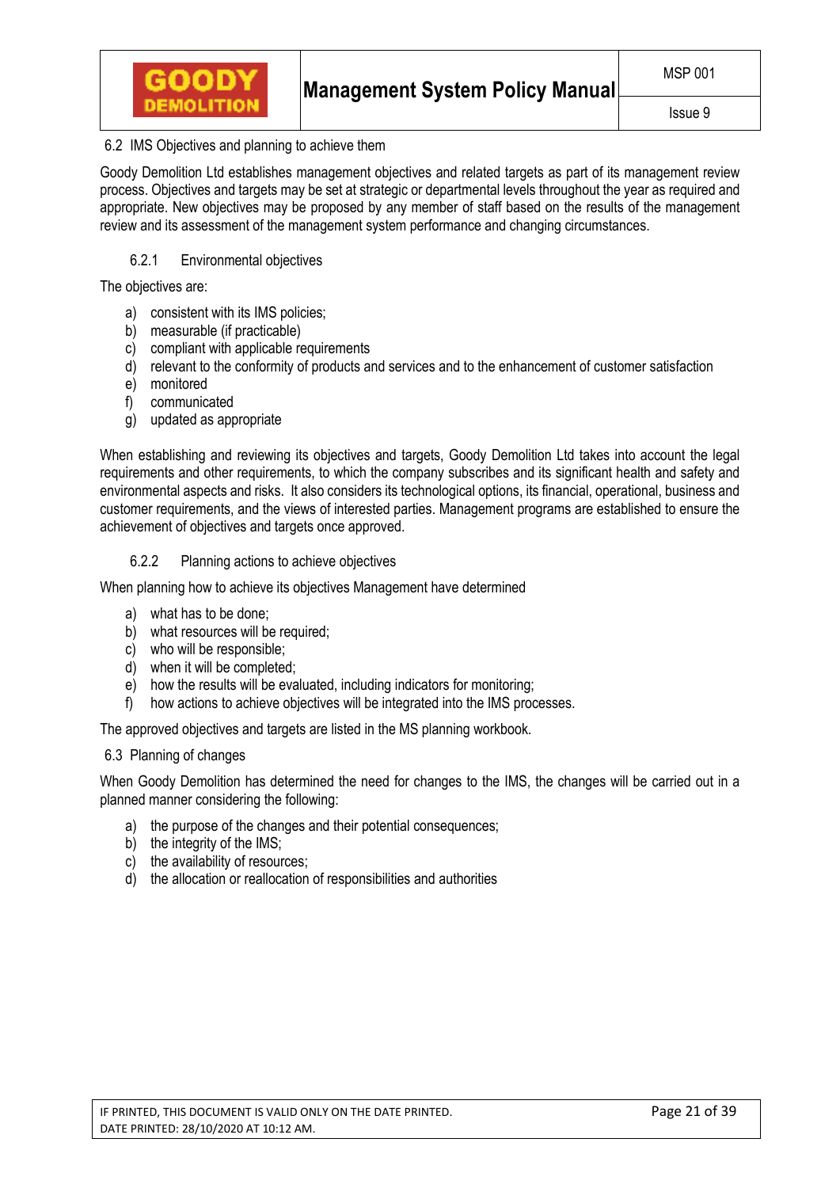## 6.2 IMS Objectives and planning to achieve them

Goody Demolition Ltd establishes management objectives and related targets as part of its management review process. Objectives and targets may be set at strategic or departmental levels throughout the year as required and appropriate. New objectives may be proposed by any member of staff based on the results of the management review and its assessment of the management system performance and changing circumstances.

### 6.2.1 Environmental objectives

The objectives are:

a) consistent with its IMS policies;
b) measurable (if practicable)
c) compliant with applicable requirements
d) relevant to the conformity of products and services and to the enhancement of customer satisfaction
e) monitored
f) communicated
g) updated as appropriate

When establishing and reviewing its objectives and targets, Goody Demolition Ltd takes into account the legal requirements and other requirements, to which the company subscribes and its significant health and safety and environmental aspects and risks. It also considers its technological options, its financial, operational, business and customer requirements, and the views of interested parties. Management programs are established to ensure the achievement of objectives and targets once approved.

### 6.2.2 Planning actions to achieve objectives

When planning how to achieve its objectives Management have determined

a) what has to be done;
b) what resources will be required;
c) who will be responsible;
d) when it will be completed;
e) how the results will be evaluated, including indicators for monitoring;
f) how actions to achieve objectives will be integrated into the IMS processes.

The approved objectives and targets are listed in the MS planning workbook.

## 6.3 Planning of changes

When Goody Demolition has determined the need for changes to the IMS, the changes will be carried out in a planned manner considering the following:

a) the purpose of the changes and their potential consequences;
b) the integrity of the IMS;
c) the availability of resources;
d) the allocation or reallocation of responsibilities and authorities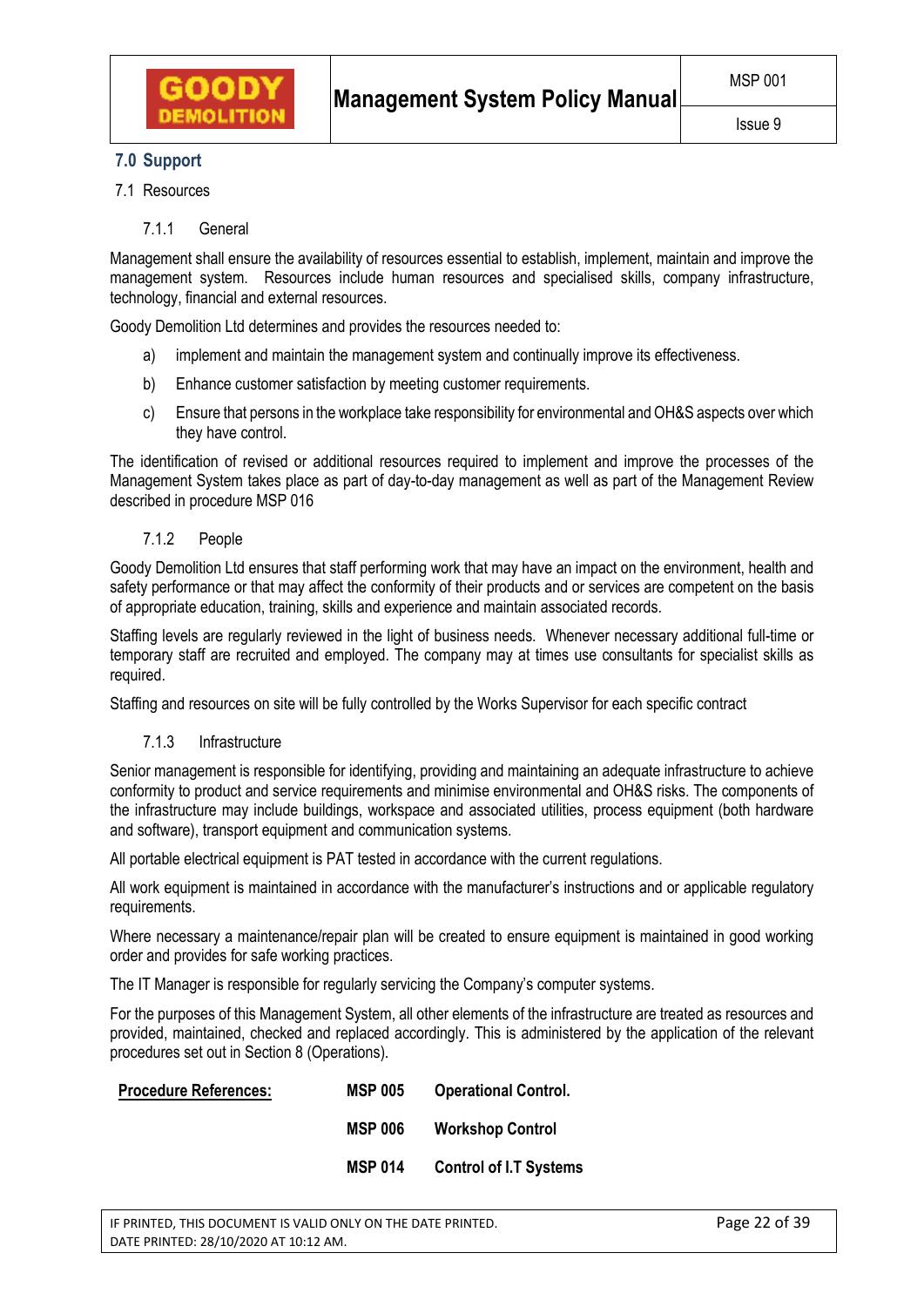## 7.0 Support

### 7.1 Resources

#### 7.1.1 General

Management shall ensure the availability of resources essential to establish, implement, maintain and improve the management system. Resources include human resources and specialised skills, company infrastructure, technology, financial and external resources.

Goody Demolition Ltd determines and provides the resources needed to:

a) implement and maintain the management system and continually improve its effectiveness.

b) Enhance customer satisfaction by meeting customer requirements.

c) Ensure that persons in the workplace take responsibility for environmental and OH&S aspects over which they have control.

The identification of revised or additional resources required to implement and improve the processes of the Management System takes place as part of day-to-day management as well as part of the Management Review described in procedure MSP 016

#### 7.1.2 People

Goody Demolition Ltd ensures that staff performing work that may have an impact on the environment, health and safety performance or that may affect the conformity of their products and or services are competent on the basis of appropriate education, training, skills and experience and maintain associated records.

Staffing levels are regularly reviewed in the light of business needs. Whenever necessary additional full-time or temporary staff are recruited and employed. The company may at times use consultants for specialist skills as required.

Staffing and resources on site will be fully controlled by the Works Supervisor for each specific contract

#### 7.1.3 Infrastructure

Senior management is responsible for identifying, providing and maintaining an adequate infrastructure to achieve conformity to product and service requirements and minimise environmental and OH&S risks. The components of the infrastructure may include buildings, workspace and associated utilities, process equipment (both hardware and software), transport equipment and communication systems.

All portable electrical equipment is PAT tested in accordance with the current regulations.

All work equipment is maintained in accordance with the manufacturer's instructions and or applicable regulatory requirements.

Where necessary a maintenance/repair plan will be created to ensure equipment is maintained in good working order and provides for safe working practices.

The IT Manager is responsible for regularly servicing the Company's computer systems.

For the purposes of this Management System, all other elements of the infrastructure are treated as resources and provided, maintained, checked and replaced accordingly. This is administered by the application of the relevant procedures set out in Section 8 (Operations).

| **Procedure References:** | **MSP 005** | **Operational Control.** |
|---|---|---|
| | **MSP 006** | **Workshop Control** |
| | **MSP 014** | **Control of I.T Systems** |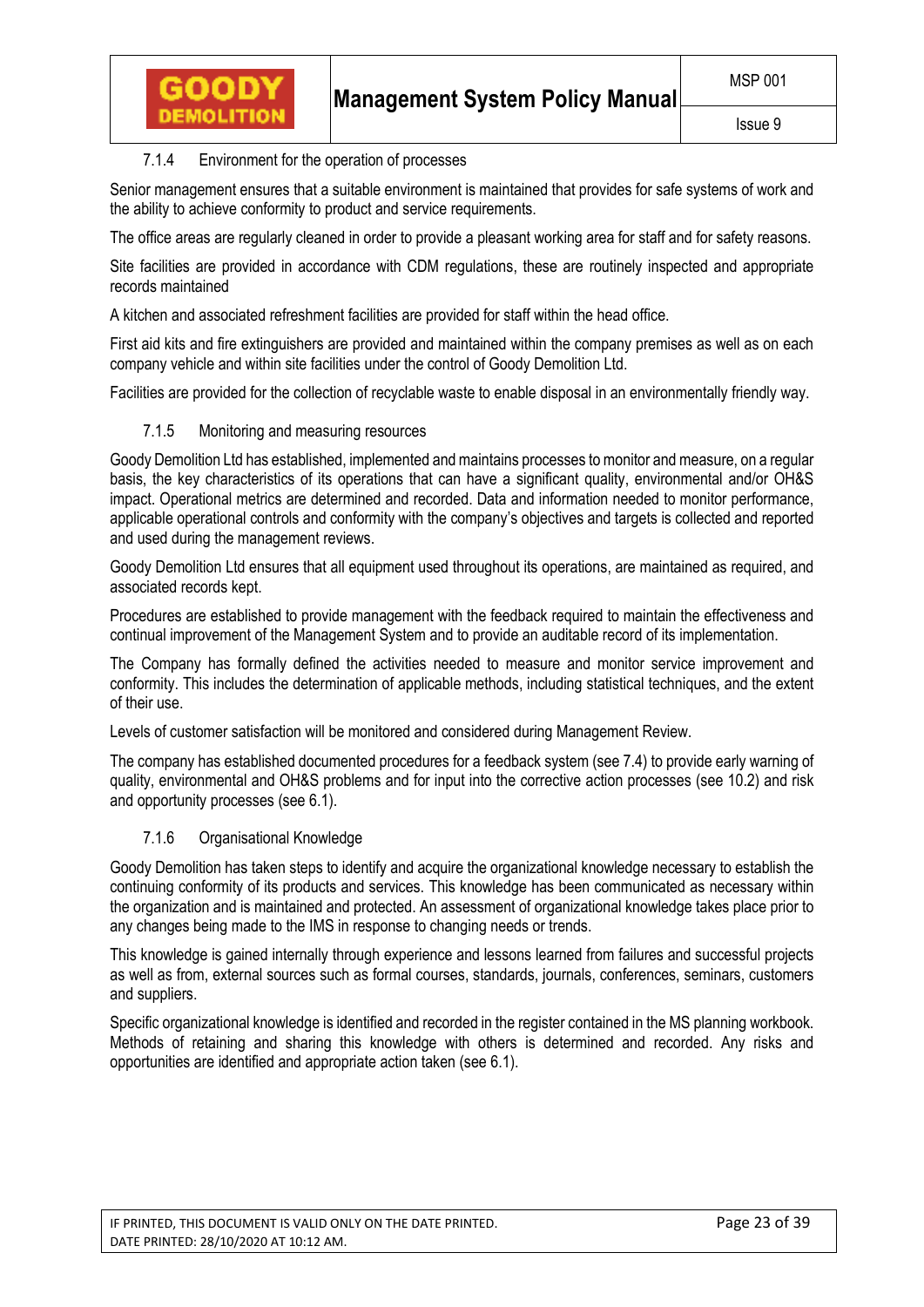### 7.1.4 Environment for the operation of processes

Senior management ensures that a suitable environment is maintained that provides for safe systems of work and the ability to achieve conformity to product and service requirements.

The office areas are regularly cleaned in order to provide a pleasant working area for staff and for safety reasons.

Site facilities are provided in accordance with CDM regulations, these are routinely inspected and appropriate records maintained

A kitchen and associated refreshment facilities are provided for staff within the head office.

First aid kits and fire extinguishers are provided and maintained within the company premises as well as on each company vehicle and within site facilities under the control of Goody Demolition Ltd.

Facilities are provided for the collection of recyclable waste to enable disposal in an environmentally friendly way.

### 7.1.5 Monitoring and measuring resources

Goody Demolition Ltd has established, implemented and maintains processes to monitor and measure, on a regular basis, the key characteristics of its operations that can have a significant quality, environmental and/or OH&S impact. Operational metrics are determined and recorded. Data and information needed to monitor performance, applicable operational controls and conformity with the company's objectives and targets is collected and reported and used during the management reviews.

Goody Demolition Ltd ensures that all equipment used throughout its operations, are maintained as required, and associated records kept.

Procedures are established to provide management with the feedback required to maintain the effectiveness and continual improvement of the Management System and to provide an auditable record of its implementation.

The Company has formally defined the activities needed to measure and monitor service improvement and conformity. This includes the determination of applicable methods, including statistical techniques, and the extent of their use.

Levels of customer satisfaction will be monitored and considered during Management Review.

The company has established documented procedures for a feedback system (see 7.4) to provide early warning of quality, environmental and OH&S problems and for input into the corrective action processes (see 10.2) and risk and opportunity processes (see 6.1).

### 7.1.6 Organisational Knowledge

Goody Demolition has taken steps to identify and acquire the organizational knowledge necessary to establish the continuing conformity of its products and services. This knowledge has been communicated as necessary within the organization and is maintained and protected. An assessment of organizational knowledge takes place prior to any changes being made to the IMS in response to changing needs or trends.

This knowledge is gained internally through experience and lessons learned from failures and successful projects as well as from, external sources such as formal courses, standards, journals, conferences, seminars, customers and suppliers.

Specific organizational knowledge is identified and recorded in the register contained in the MS planning workbook. Methods of retaining and sharing this knowledge with others is determined and recorded. Any risks and opportunities are identified and appropriate action taken (see 6.1).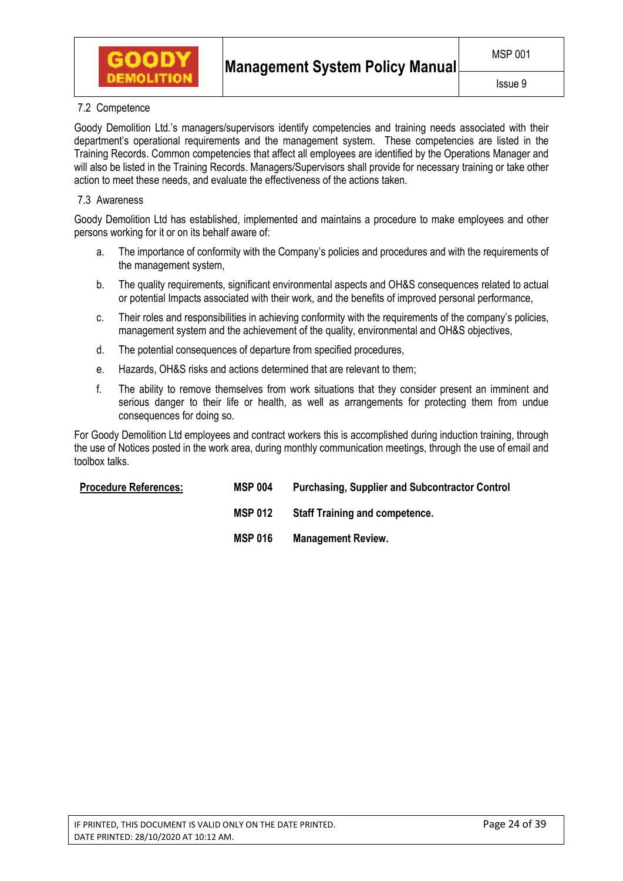## 7.2 Competence

Goody Demolition Ltd.'s managers/supervisors identify competencies and training needs associated with their department's operational requirements and the management system. These competencies are listed in the Training Records. Common competencies that affect all employees are identified by the Operations Manager and will also be listed in the Training Records. Managers/Supervisors shall provide for necessary training or take other action to meet these needs, and evaluate the effectiveness of the actions taken.

## 7.3 Awareness

Goody Demolition Ltd has established, implemented and maintains a procedure to make employees and other persons working for it or on its behalf aware of:

a. The importance of conformity with the Company's policies and procedures and with the requirements of the management system,

b. The quality requirements, significant environmental aspects and OH&S consequences related to actual or potential Impacts associated with their work, and the benefits of improved personal performance,

c. Their roles and responsibilities in achieving conformity with the requirements of the company's policies, management system and the achievement of the quality, environmental and OH&S objectives,

d. The potential consequences of departure from specified procedures,

e. Hazards, OH&S risks and actions determined that are relevant to them;

f. The ability to remove themselves from work situations that they consider present an imminent and serious danger to their life or health, as well as arrangements for protecting them from undue consequences for doing so.

For Goody Demolition Ltd employees and contract workers this is accomplished during induction training, through the use of Notices posted in the work area, during monthly communication meetings, through the use of email and toolbox talks.

| <u>**Procedure References:**</u> | **MSP 004** | **Purchasing, Supplier and Subcontractor Control** |
|---|---|---|
| | **MSP 012** | **Staff Training and competence.** |
| | **MSP 016** | **Management Review.** |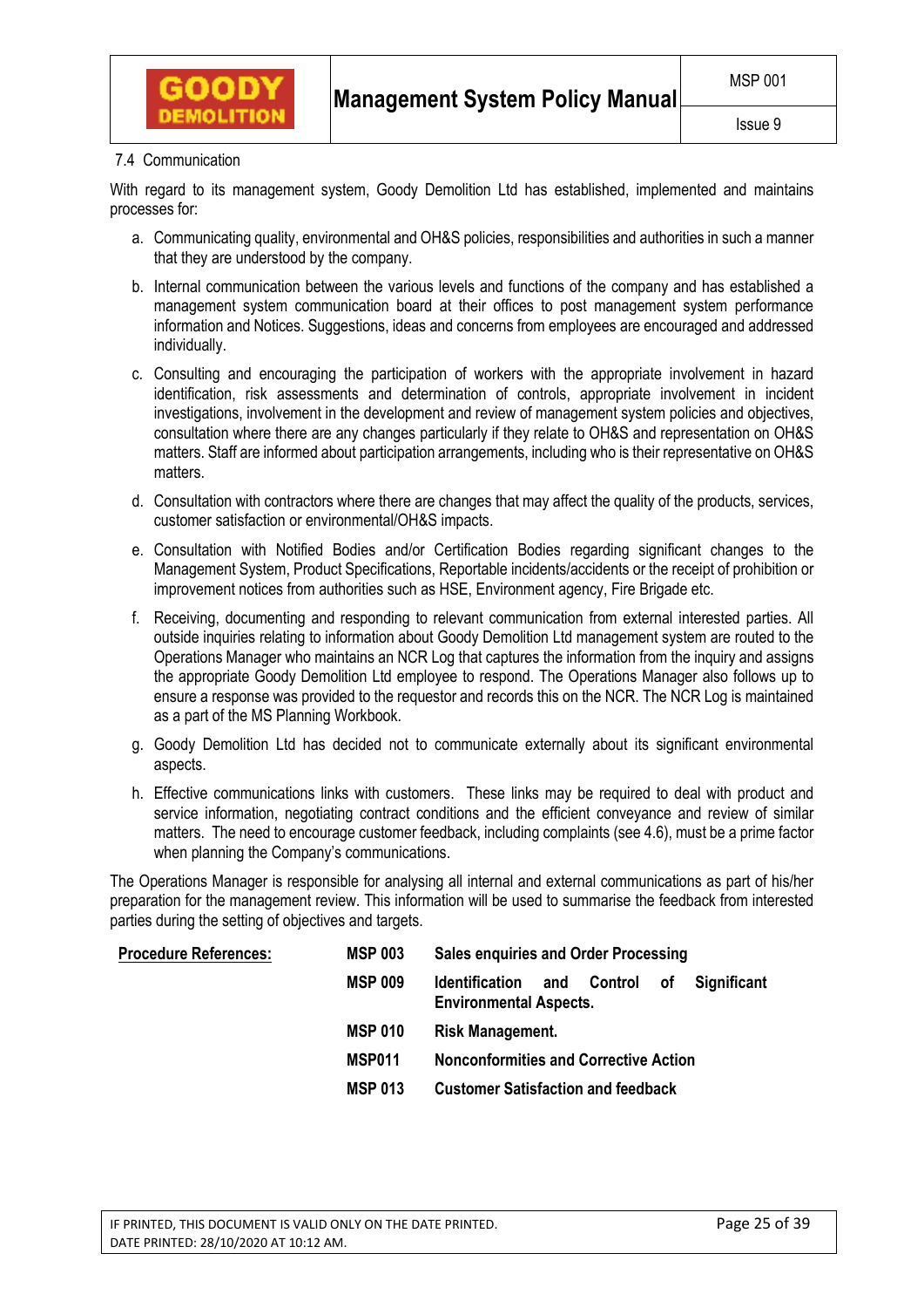## 7.4 Communication

With regard to its management system, Goody Demolition Ltd has established, implemented and maintains processes for:

a. Communicating quality, environmental and OH&S policies, responsibilities and authorities in such a manner that they are understood by the company.

b. Internal communication between the various levels and functions of the company and has established a management system communication board at their offices to post management system performance information and Notices. Suggestions, ideas and concerns from employees are encouraged and addressed individually.

c. Consulting and encouraging the participation of workers with the appropriate involvement in hazard identification, risk assessments and determination of controls, appropriate involvement in incident investigations, involvement in the development and review of management system policies and objectives, consultation where there are any changes particularly if they relate to OH&S and representation on OH&S matters. Staff are informed about participation arrangements, including who is their representative on OH&S matters.

d. Consultation with contractors where there are changes that may affect the quality of the products, services, customer satisfaction or environmental/OH&S impacts.

e. Consultation with Notified Bodies and/or Certification Bodies regarding significant changes to the Management System, Product Specifications, Reportable incidents/accidents or the receipt of prohibition or improvement notices from authorities such as HSE, Environment agency, Fire Brigade etc.

f. Receiving, documenting and responding to relevant communication from external interested parties. All outside inquiries relating to information about Goody Demolition Ltd management system are routed to the Operations Manager who maintains an NCR Log that captures the information from the inquiry and assigns the appropriate Goody Demolition Ltd employee to respond. The Operations Manager also follows up to ensure a response was provided to the requestor and records this on the NCR. The NCR Log is maintained as a part of the MS Planning Workbook.

g. Goody Demolition Ltd has decided not to communicate externally about its significant environmental aspects.

h. Effective communications links with customers. These links may be required to deal with product and service information, negotiating contract conditions and the efficient conveyance and review of similar matters. The need to encourage customer feedback, including complaints (see 4.6), must be a prime factor when planning the Company's communications.

The Operations Manager is responsible for analysing all internal and external communications as part of his/her preparation for the management review. This information will be used to summarise the feedback from interested parties during the setting of objectives and targets.

| **Procedure References:** | **MSP 003** | **Sales enquiries and Order Processing** |
|---|---|---|
| | **MSP 009** | **Identification and Control of Significant Environmental Aspects.** |
| | **MSP 010** | **Risk Management.** |
| | **MSP011** | **Nonconformities and Corrective Action** |
| | **MSP 013** | **Customer Satisfaction and feedback** |

IF PRINTED, THIS DOCUMENT IS VALID ONLY ON THE DATE PRINTED.
DATE PRINTED: 28/10/2020 AT 10:12 AM.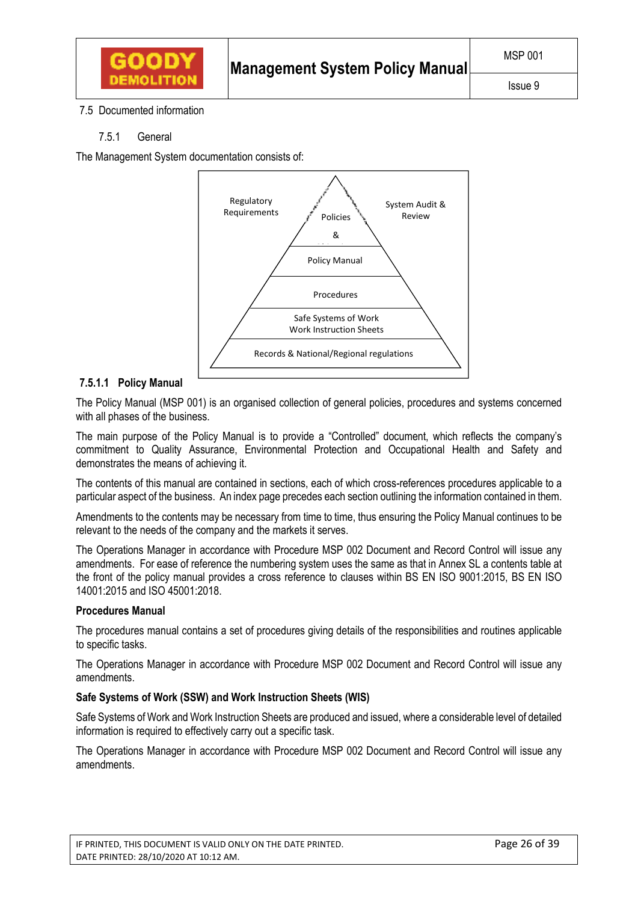7.5 Documented information

7.5.1 General

The Management System documentation consists of:

Regulatory Requirements

System Audit & Review

Policies &

Policy Manual

Procedures

Safe Systems of Work
Work Instruction Sheets

Records & National/Regional regulations

#### 7.5.1.1 Policy Manual

The Policy Manual (MSP 001) is an organised collection of general policies, procedures and systems concerned with all phases of the business.

The main purpose of the Policy Manual is to provide a "Controlled" document, which reflects the company's commitment to Quality Assurance, Environmental Protection and Occupational Health and Safety and demonstrates the means of achieving it.

The contents of this manual are contained in sections, each of which cross-references procedures applicable to a particular aspect of the business. An index page precedes each section outlining the information contained in them.

Amendments to the contents may be necessary from time to time, thus ensuring the Policy Manual continues to be relevant to the needs of the company and the markets it serves.

The Operations Manager in accordance with Procedure MSP 002 Document and Record Control will issue any amendments. For ease of reference the numbering system uses the same as that in Annex SL a contents table at the front of the policy manual provides a cross reference to clauses within BS EN ISO 9001:2015, BS EN ISO 14001:2015 and ISO 45001:2018.

**Procedures Manual**

The procedures manual contains a set of procedures giving details of the responsibilities and routines applicable to specific tasks.

The Operations Manager in accordance with Procedure MSP 002 Document and Record Control will issue any amendments.

**Safe Systems of Work (SSW) and Work Instruction Sheets (WIS)**

Safe Systems of Work and Work Instruction Sheets are produced and issued, where a considerable level of detailed information is required to effectively carry out a specific task.

The Operations Manager in accordance with Procedure MSP 002 Document and Record Control will issue any amendments.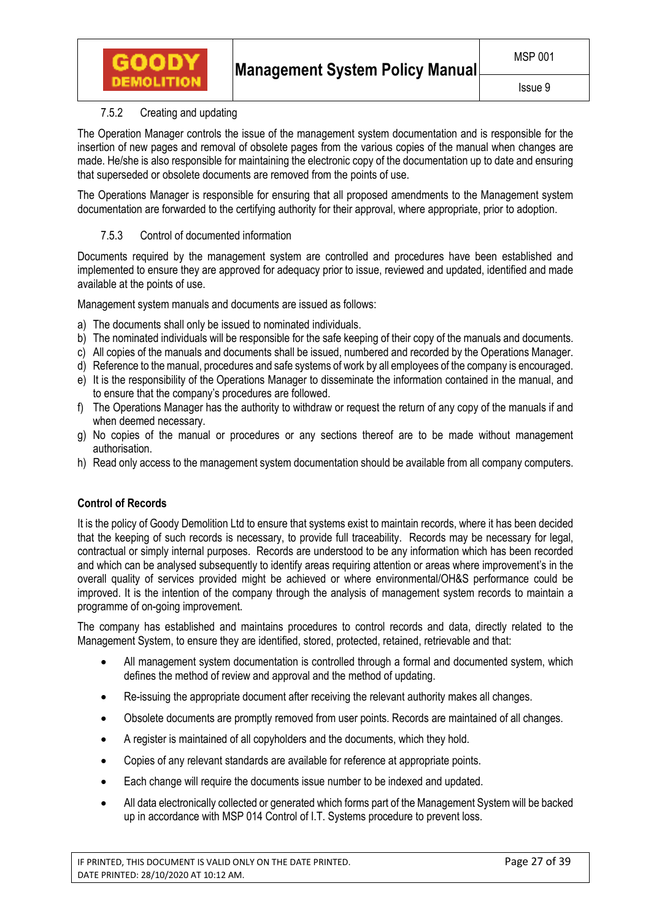### 7.5.2 Creating and updating

The Operation Manager controls the issue of the management system documentation and is responsible for the insertion of new pages and removal of obsolete pages from the various copies of the manual when changes are made. He/she is also responsible for maintaining the electronic copy of the documentation up to date and ensuring that superseded or obsolete documents are removed from the points of use.

The Operations Manager is responsible for ensuring that all proposed amendments to the Management system documentation are forwarded to the certifying authority for their approval, where appropriate, prior to adoption.

### 7.5.3 Control of documented information

Documents required by the management system are controlled and procedures have been established and implemented to ensure they are approved for adequacy prior to issue, reviewed and updated, identified and made available at the points of use.

Management system manuals and documents are issued as follows:

a) The documents shall only be issued to nominated individuals.
b) The nominated individuals will be responsible for the safe keeping of their copy of the manuals and documents.
c) All copies of the manuals and documents shall be issued, numbered and recorded by the Operations Manager.
d) Reference to the manual, procedures and safe systems of work by all employees of the company is encouraged.
e) It is the responsibility of the Operations Manager to disseminate the information contained in the manual, and to ensure that the company's procedures are followed.
f) The Operations Manager has the authority to withdraw or request the return of any copy of the manuals if and when deemed necessary.
g) No copies of the manual or procedures or any sections thereof are to be made without management authorisation.
h) Read only access to the management system documentation should be available from all company computers.

**Control of Records**

It is the policy of Goody Demolition Ltd to ensure that systems exist to maintain records, where it has been decided that the keeping of such records is necessary, to provide full traceability. Records may be necessary for legal, contractual or simply internal purposes. Records are understood to be any information which has been recorded and which can be analysed subsequently to identify areas requiring attention or areas where improvement's in the overall quality of services provided might be achieved or where environmental/OH&S performance could be improved. It is the intention of the company through the analysis of management system records to maintain a programme of on-going improvement.

The company has established and maintains procedures to control records and data, directly related to the Management System, to ensure they are identified, stored, protected, retained, retrievable and that:

- All management system documentation is controlled through a formal and documented system, which defines the method of review and approval and the method of updating.
- Re-issuing the appropriate document after receiving the relevant authority makes all changes.
- Obsolete documents are promptly removed from user points. Records are maintained of all changes.
- A register is maintained of all copyholders and the documents, which they hold.
- Copies of any relevant standards are available for reference at appropriate points.
- Each change will require the documents issue number to be indexed and updated.
- All data electronically collected or generated which forms part of the Management System will be backed up in accordance with MSP 014 Control of I.T. Systems procedure to prevent loss.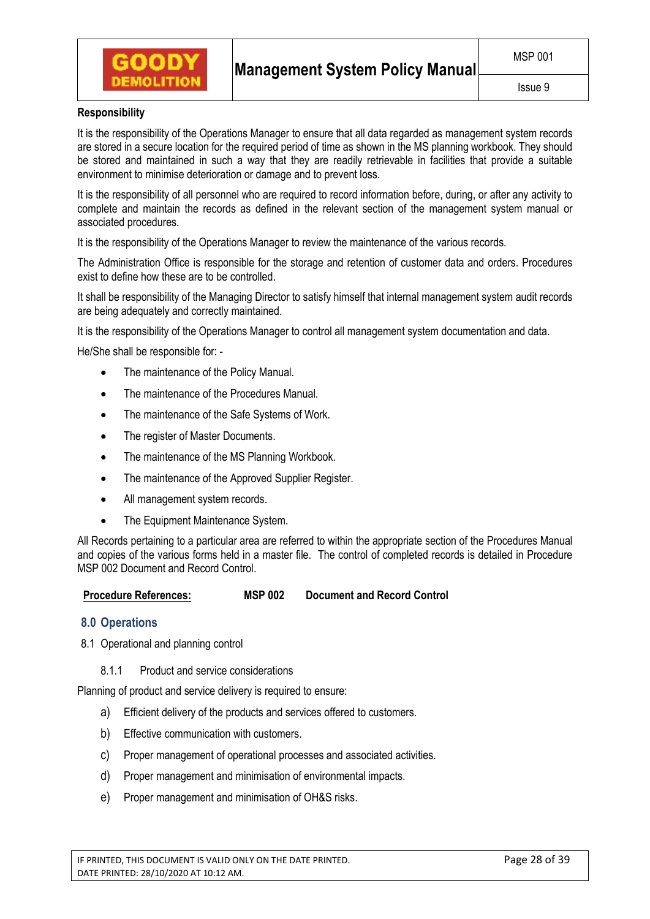**Responsibility**

It is the responsibility of the Operations Manager to ensure that all data regarded as management system records are stored in a secure location for the required period of time as shown in the MS planning workbook. They should be stored and maintained in such a way that they are readily retrievable in facilities that provide a suitable environment to minimise deterioration or damage and to prevent loss.

It is the responsibility of all personnel who are required to record information before, during, or after any activity to complete and maintain the records as defined in the relevant section of the management system manual or associated procedures.

It is the responsibility of the Operations Manager to review the maintenance of the various records.

The Administration Office is responsible for the storage and retention of customer data and orders. Procedures exist to define how these are to be controlled.

It shall be responsibility of the Managing Director to satisfy himself that internal management system audit records are being adequately and correctly maintained.

It is the responsibility of the Operations Manager to control all management system documentation and data.

He/She shall be responsible for: -

- The maintenance of the Policy Manual.
- The maintenance of the Procedures Manual.
- The maintenance of the Safe Systems of Work.
- The register of Master Documents.
- The maintenance of the MS Planning Workbook.
- The maintenance of the Approved Supplier Register.
- All management system records.
- The Equipment Maintenance System.

All Records pertaining to a particular area are referred to within the appropriate section of the Procedures Manual and copies of the various forms held in a master file. The control of completed records is detailed in Procedure MSP 002 Document and Record Control.

**Procedure References:** **MSP 002** **Document and Record Control**

## 8.0 Operations

8.1 Operational and planning control

8.1.1 Product and service considerations

Planning of product and service delivery is required to ensure:

a) Efficient delivery of the products and services offered to customers.

b) Effective communication with customers.

c) Proper management of operational processes and associated activities.

d) Proper management and minimisation of environmental impacts.

e) Proper management and minimisation of OH&S risks.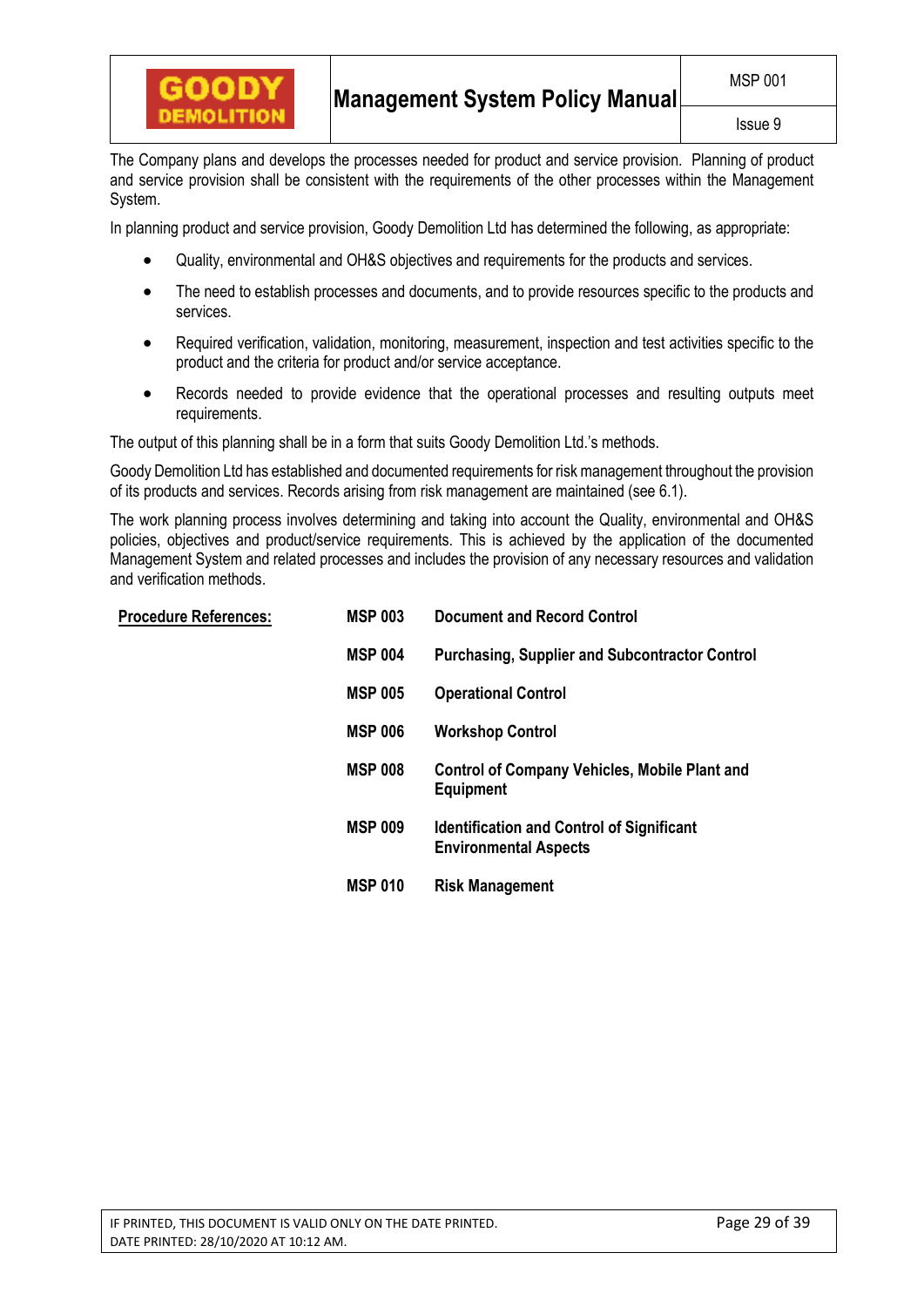The Company plans and develops the processes needed for product and service provision. Planning of product and service provision shall be consistent with the requirements of the other processes within the Management System.

In planning product and service provision, Goody Demolition Ltd has determined the following, as appropriate:

- Quality, environmental and OH&S objectives and requirements for the products and services.
- The need to establish processes and documents, and to provide resources specific to the products and services.
- Required verification, validation, monitoring, measurement, inspection and test activities specific to the product and the criteria for product and/or service acceptance.
- Records needed to provide evidence that the operational processes and resulting outputs meet requirements.

The output of this planning shall be in a form that suits Goody Demolition Ltd.'s methods.

Goody Demolition Ltd has established and documented requirements for risk management throughout the provision of its products and services. Records arising from risk management are maintained (see 6.1).

The work planning process involves determining and taking into account the Quality, environmental and OH&S policies, objectives and product/service requirements. This is achieved by the application of the documented Management System and related processes and includes the provision of any necessary resources and validation and verification methods.

| **Procedure References:** | | |
|---|---|---|
| | **MSP 003** | **Document and Record Control** |
| | **MSP 004** | **Purchasing, Supplier and Subcontractor Control** |
| | **MSP 005** | **Operational Control** |
| | **MSP 006** | **Workshop Control** |
| | **MSP 008** | **Control of Company Vehicles, Mobile Plant and Equipment** |
| | **MSP 009** | **Identification and Control of Significant Environmental Aspects** |
| | **MSP 010** | **Risk Management** |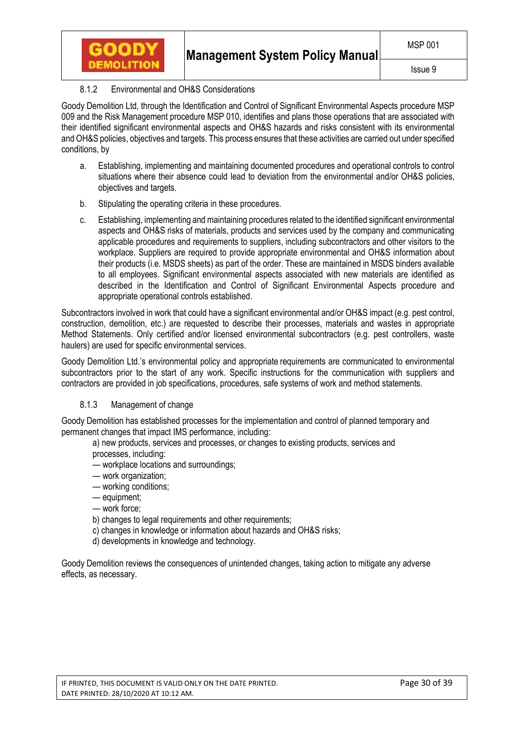### 8.1.2 Environmental and OH&S Considerations

Goody Demolition Ltd, through the Identification and Control of Significant Environmental Aspects procedure MSP 009 and the Risk Management procedure MSP 010, identifies and plans those operations that are associated with their identified significant environmental aspects and OH&S hazards and risks consistent with its environmental and OH&S policies, objectives and targets. This process ensures that these activities are carried out under specified conditions, by

a. Establishing, implementing and maintaining documented procedures and operational controls to control situations where their absence could lead to deviation from the environmental and/or OH&S policies, objectives and targets.

b. Stipulating the operating criteria in these procedures.

c. Establishing, implementing and maintaining procedures related to the identified significant environmental aspects and OH&S risks of materials, products and services used by the company and communicating applicable procedures and requirements to suppliers, including subcontractors and other visitors to the workplace. Suppliers are required to provide appropriate environmental and OH&S information about their products (i.e. MSDS sheets) as part of the order. These are maintained in MSDS binders available to all employees. Significant environmental aspects associated with new materials are identified as described in the Identification and Control of Significant Environmental Aspects procedure and appropriate operational controls established.

Subcontractors involved in work that could have a significant environmental and/or OH&S impact (e.g. pest control, construction, demolition, etc.) are requested to describe their processes, materials and wastes in appropriate Method Statements. Only certified and/or licensed environmental subcontractors (e.g. pest controllers, waste haulers) are used for specific environmental services.

Goody Demolition Ltd.'s environmental policy and appropriate requirements are communicated to environmental subcontractors prior to the start of any work. Specific instructions for the communication with suppliers and contractors are provided in job specifications, procedures, safe systems of work and method statements.

### 8.1.3 Management of change

Goody Demolition has established processes for the implementation and control of planned temporary and permanent changes that impact IMS performance, including:

a) new products, services and processes, or changes to existing products, services and processes, including:
— workplace locations and surroundings;
— work organization;
— working conditions;
— equipment;
— work force;

b) changes to legal requirements and other requirements;

c) changes in knowledge or information about hazards and OH&S risks;

d) developments in knowledge and technology.

Goody Demolition reviews the consequences of unintended changes, taking action to mitigate any adverse effects, as necessary.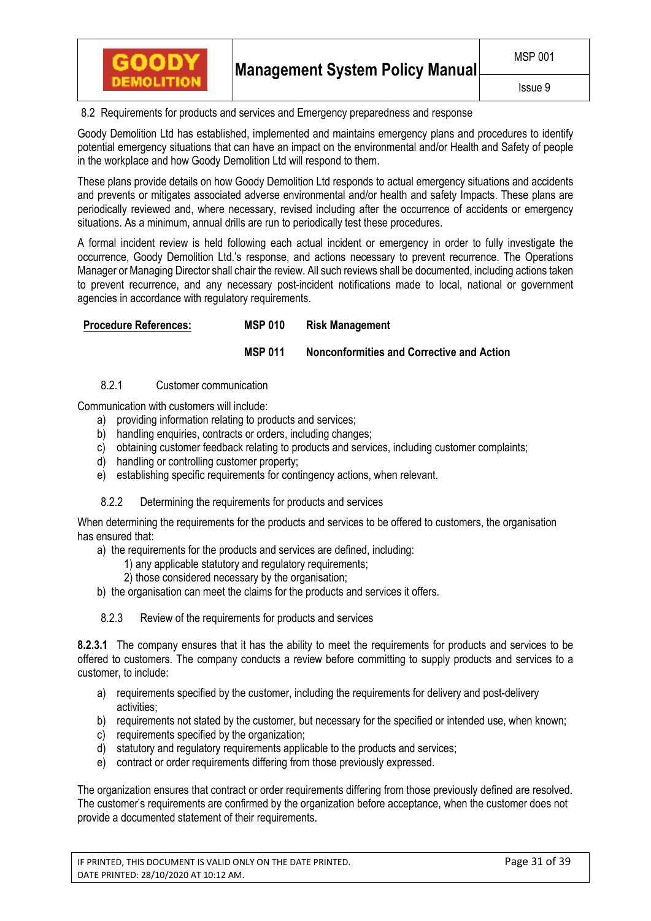8.2 Requirements for products and services and Emergency preparedness and response

Goody Demolition Ltd has established, implemented and maintains emergency plans and procedures to identify potential emergency situations that can have an impact on the environmental and/or Health and Safety of people in the workplace and how Goody Demolition Ltd will respond to them.

These plans provide details on how Goody Demolition Ltd responds to actual emergency situations and accidents and prevents or mitigates associated adverse environmental and/or health and safety Impacts. These plans are periodically reviewed and, where necessary, revised including after the occurrence of accidents or emergency situations. As a minimum, annual drills are run to periodically test these procedures.

A formal incident review is held following each actual incident or emergency in order to fully investigate the occurrence, Goody Demolition Ltd.'s response, and actions necessary to prevent recurrence. The Operations Manager or Managing Director shall chair the review. All such reviews shall be documented, including actions taken to prevent recurrence, and any necessary post-incident notifications made to local, national or government agencies in accordance with regulatory requirements.

| **Procedure References:** | **MSP 010** | **Risk Management** |
|---|---|---|
| | **MSP 011** | **Nonconformities and Corrective and Action** |

8.2.1 Customer communication

Communication with customers will include:

a) providing information relating to products and services;
b) handling enquiries, contracts or orders, including changes;
c) obtaining customer feedback relating to products and services, including customer complaints;
d) handling or controlling customer property;
e) establishing specific requirements for contingency actions, when relevant.

8.2.2 Determining the requirements for products and services

When determining the requirements for the products and services to be offered to customers, the organisation has ensured that:

a) the requirements for the products and services are defined, including:
   1) any applicable statutory and regulatory requirements;
   2) those considered necessary by the organisation;
b) the organisation can meet the claims for the products and services it offers.

8.2.3 Review of the requirements for products and services

**8.2.3.1** The company ensures that it has the ability to meet the requirements for products and services to be offered to customers. The company conducts a review before committing to supply products and services to a customer, to include:

a) requirements specified by the customer, including the requirements for delivery and post-delivery activities;
b) requirements not stated by the customer, but necessary for the specified or intended use, when known;
c) requirements specified by the organization;
d) statutory and regulatory requirements applicable to the products and services;
e) contract or order requirements differing from those previously expressed.

The organization ensures that contract or order requirements differing from those previously defined are resolved. The customer's requirements are confirmed by the organization before acceptance, when the customer does not provide a documented statement of their requirements.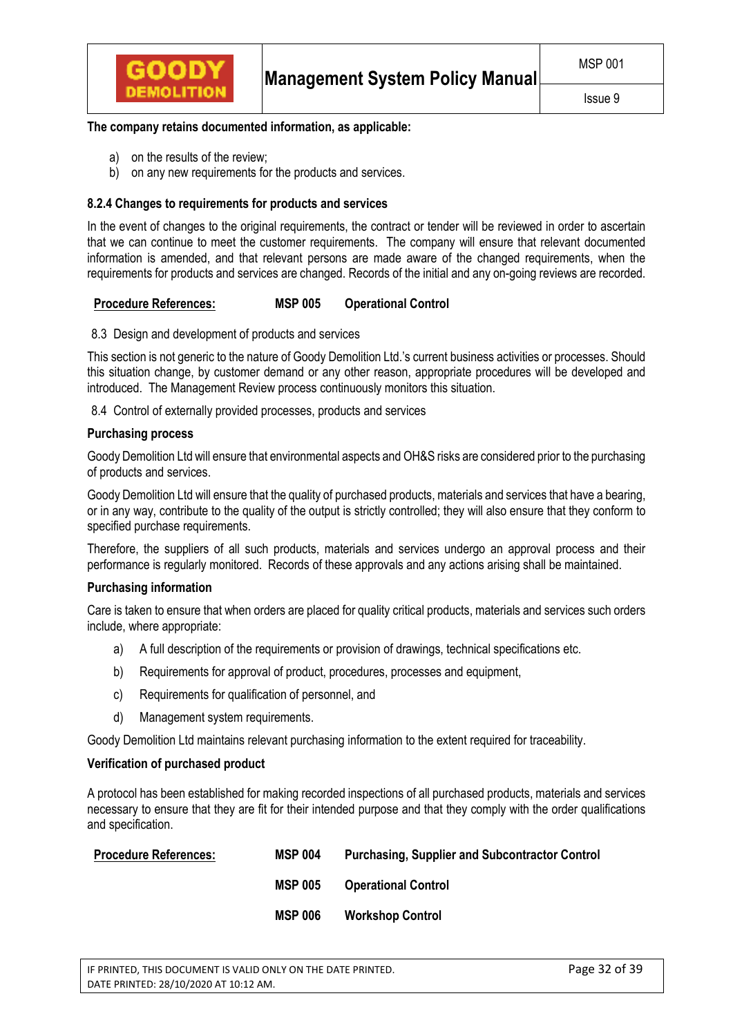**The company retains documented information, as applicable:**

a) on the results of the review;
b) on any new requirements for the products and services.

**8.2.4 Changes to requirements for products and services**

In the event of changes to the original requirements, the contract or tender will be reviewed in order to ascertain that we can continue to meet the customer requirements. The company will ensure that relevant documented information is amended, and that relevant persons are made aware of the changed requirements, when the requirements for products and services are changed. Records of the initial and any on-going reviews are recorded.

| Procedure References: | MSP 005 | Operational Control |
|---|---|---|

8.3 Design and development of products and services

This section is not generic to the nature of Goody Demolition Ltd.'s current business activities or processes. Should this situation change, by customer demand or any other reason, appropriate procedures will be developed and introduced. The Management Review process continuously monitors this situation.

8.4 Control of externally provided processes, products and services

**Purchasing process**

Goody Demolition Ltd will ensure that environmental aspects and OH&S risks are considered prior to the purchasing of products and services.

Goody Demolition Ltd will ensure that the quality of purchased products, materials and services that have a bearing, or in any way, contribute to the quality of the output is strictly controlled; they will also ensure that they conform to specified purchase requirements.

Therefore, the suppliers of all such products, materials and services undergo an approval process and their performance is regularly monitored. Records of these approvals and any actions arising shall be maintained.

**Purchasing information**

Care is taken to ensure that when orders are placed for quality critical products, materials and services such orders include, where appropriate:

a) A full description of the requirements or provision of drawings, technical specifications etc.
b) Requirements for approval of product, procedures, processes and equipment,
c) Requirements for qualification of personnel, and
d) Management system requirements.

Goody Demolition Ltd maintains relevant purchasing information to the extent required for traceability.

**Verification of purchased product**

A protocol has been established for making recorded inspections of all purchased products, materials and services necessary to ensure that they are fit for their intended purpose and that they comply with the order qualifications and specification.

| Procedure References: | MSP 004 | Purchasing, Supplier and Subcontractor Control |
|---|---|---|
| | MSP 005 | Operational Control |
| | MSP 006 | Workshop Control |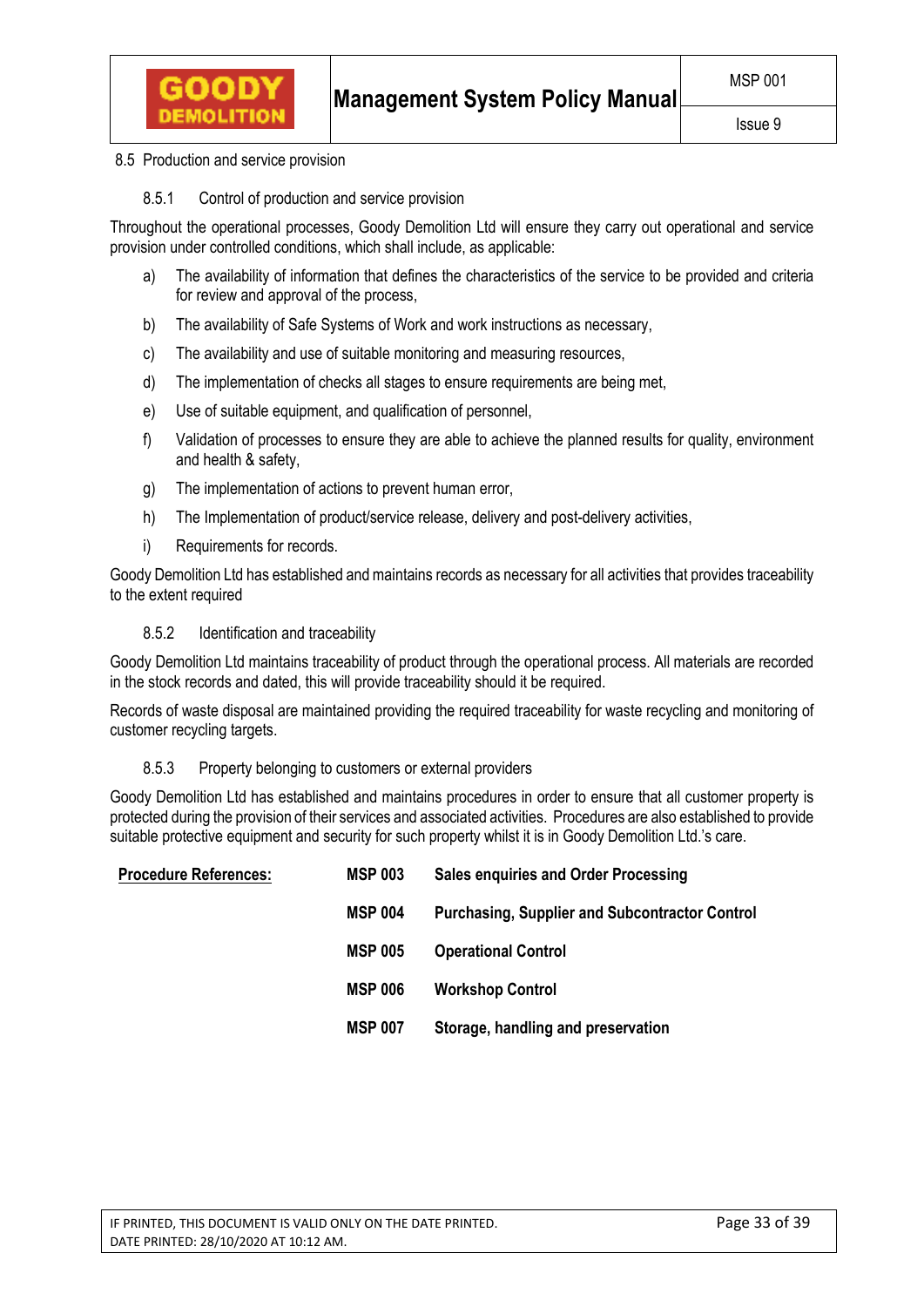## 8.5 Production and service provision

### 8.5.1 Control of production and service provision

Throughout the operational processes, Goody Demolition Ltd will ensure they carry out operational and service provision under controlled conditions, which shall include, as applicable:

a) The availability of information that defines the characteristics of the service to be provided and criteria for review and approval of the process,

b) The availability of Safe Systems of Work and work instructions as necessary,

c) The availability and use of suitable monitoring and measuring resources,

d) The implementation of checks all stages to ensure requirements are being met,

e) Use of suitable equipment, and qualification of personnel,

f) Validation of processes to ensure they are able to achieve the planned results for quality, environment and health & safety,

g) The implementation of actions to prevent human error,

h) The Implementation of product/service release, delivery and post-delivery activities,

i) Requirements for records.

Goody Demolition Ltd has established and maintains records as necessary for all activities that provides traceability to the extent required

### 8.5.2 Identification and traceability

Goody Demolition Ltd maintains traceability of product through the operational process. All materials are recorded in the stock records and dated, this will provide traceability should it be required.

Records of waste disposal are maintained providing the required traceability for waste recycling and monitoring of customer recycling targets.

### 8.5.3 Property belonging to customers or external providers

Goody Demolition Ltd has established and maintains procedures in order to ensure that all customer property is protected during the provision of their services and associated activities. Procedures are also established to provide suitable protective equipment and security for such property whilst it is in Goody Demolition Ltd.'s care.

| **Procedure References:** | **MSP 003** | **Sales enquiries and Order Processing** |
|---|---|---|
| | **MSP 004** | **Purchasing, Supplier and Subcontractor Control** |
| | **MSP 005** | **Operational Control** |
| | **MSP 006** | **Workshop Control** |
| | **MSP 007** | **Storage, handling and preservation** |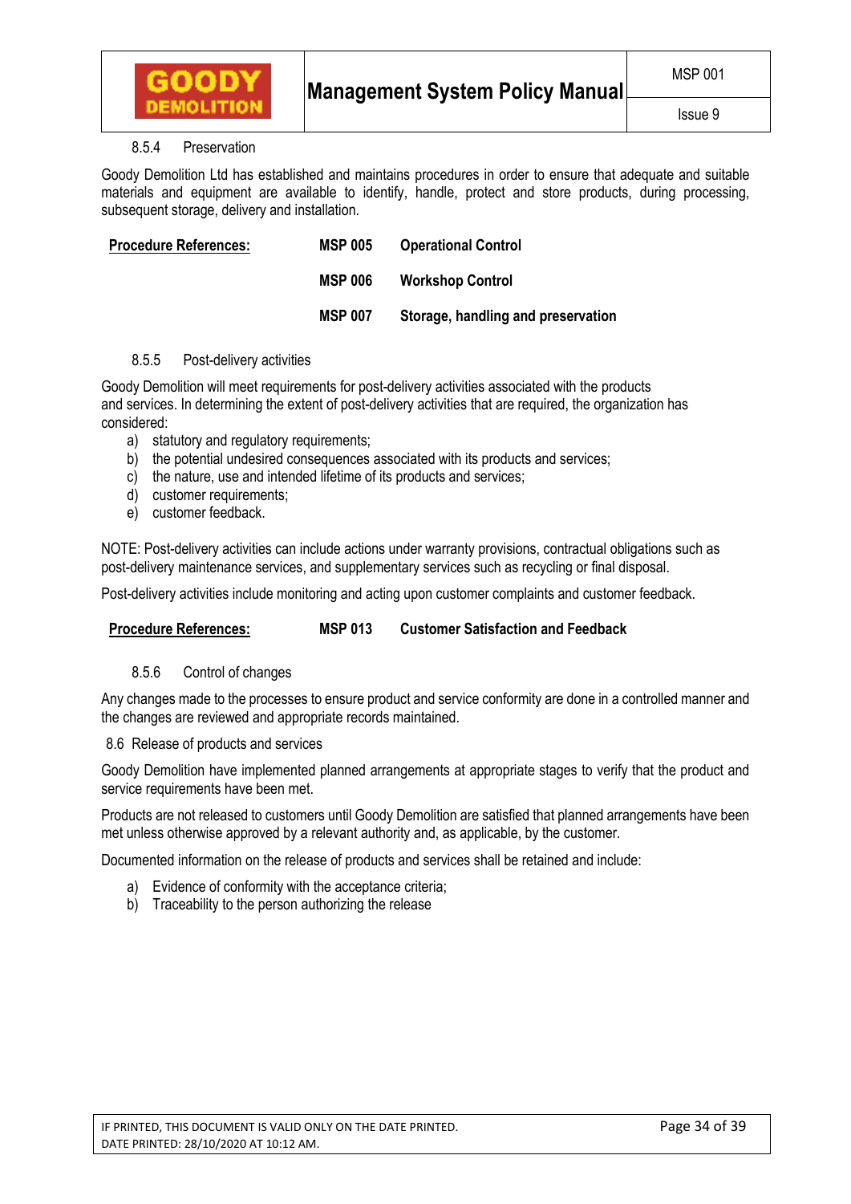#### 8.5.4 Preservation

Goody Demolition Ltd has established and maintains procedures in order to ensure that adequate and suitable materials and equipment are available to identify, handle, protect and store products, during processing, subsequent storage, delivery and installation.

| Procedure References: | | |
|---|---|---|
| | **MSP 005** | **Operational Control** |
| | **MSP 006** | **Workshop Control** |
| | **MSP 007** | **Storage, handling and preservation** |

#### 8.5.5 Post-delivery activities

Goody Demolition will meet requirements for post-delivery activities associated with the products and services. In determining the extent of post-delivery activities that are required, the organization has considered:

a) statutory and regulatory requirements;
b) the potential undesired consequences associated with its products and services;
c) the nature, use and intended lifetime of its products and services;
d) customer requirements;
e) customer feedback.

NOTE: Post-delivery activities can include actions under warranty provisions, contractual obligations such as post-delivery maintenance services, and supplementary services such as recycling or final disposal.

Post-delivery activities include monitoring and acting upon customer complaints and customer feedback.

| Procedure References: | | |
|---|---|---|
| | **MSP 013** | **Customer Satisfaction and Feedback** |

#### 8.5.6 Control of changes

Any changes made to the processes to ensure product and service conformity are done in a controlled manner and the changes are reviewed and appropriate records maintained.

### 8.6 Release of products and services

Goody Demolition have implemented planned arrangements at appropriate stages to verify that the product and service requirements have been met.

Products are not released to customers until Goody Demolition are satisfied that planned arrangements have been met unless otherwise approved by a relevant authority and, as applicable, by the customer.

Documented information on the release of products and services shall be retained and include:

a) Evidence of conformity with the acceptance criteria;
b) Traceability to the person authorizing the release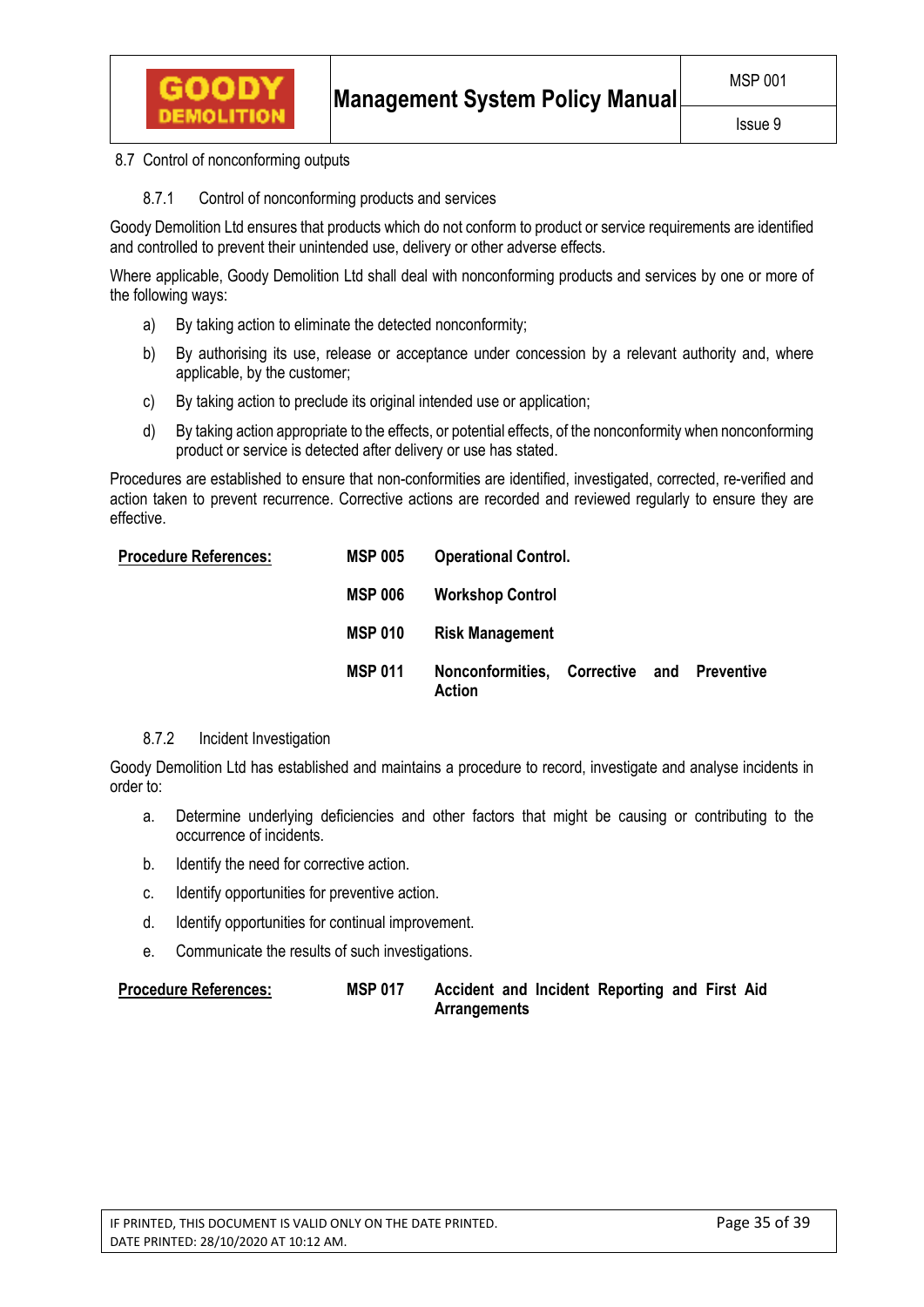## 8.7 Control of nonconforming outputs

### 8.7.1 Control of nonconforming products and services

Goody Demolition Ltd ensures that products which do not conform to product or service requirements are identified and controlled to prevent their unintended use, delivery or other adverse effects.

Where applicable, Goody Demolition Ltd shall deal with nonconforming products and services by one or more of the following ways:

a) By taking action to eliminate the detected nonconformity;

b) By authorising its use, release or acceptance under concession by a relevant authority and, where applicable, by the customer;

c) By taking action to preclude its original intended use or application;

d) By taking action appropriate to the effects, or potential effects, of the nonconformity when nonconforming product or service is detected after delivery or use has stated.

Procedures are established to ensure that non-conformities are identified, investigated, corrected, re-verified and action taken to prevent recurrence. Corrective actions are recorded and reviewed regularly to ensure they are effective.

| **Procedure References:** | **MSP 005** | **Operational Control.** |
|---|---|---|
| | **MSP 006** | **Workshop Control** |
| | **MSP 010** | **Risk Management** |
| | **MSP 011** | **Nonconformities, Corrective and Preventive Action** |

### 8.7.2 Incident Investigation

Goody Demolition Ltd has established and maintains a procedure to record, investigate and analyse incidents in order to:

a. Determine underlying deficiencies and other factors that might be causing or contributing to the occurrence of incidents.

b. Identify the need for corrective action.

c. Identify opportunities for preventive action.

d. Identify opportunities for continual improvement.

e. Communicate the results of such investigations.

| **Procedure References:** | **MSP 017** | **Accident and Incident Reporting and First Aid Arrangements** |
|---|---|---|

IF PRINTED, THIS DOCUMENT IS VALID ONLY ON THE DATE PRINTED.
DATE PRINTED: 28/10/2020 AT 10:12 AM.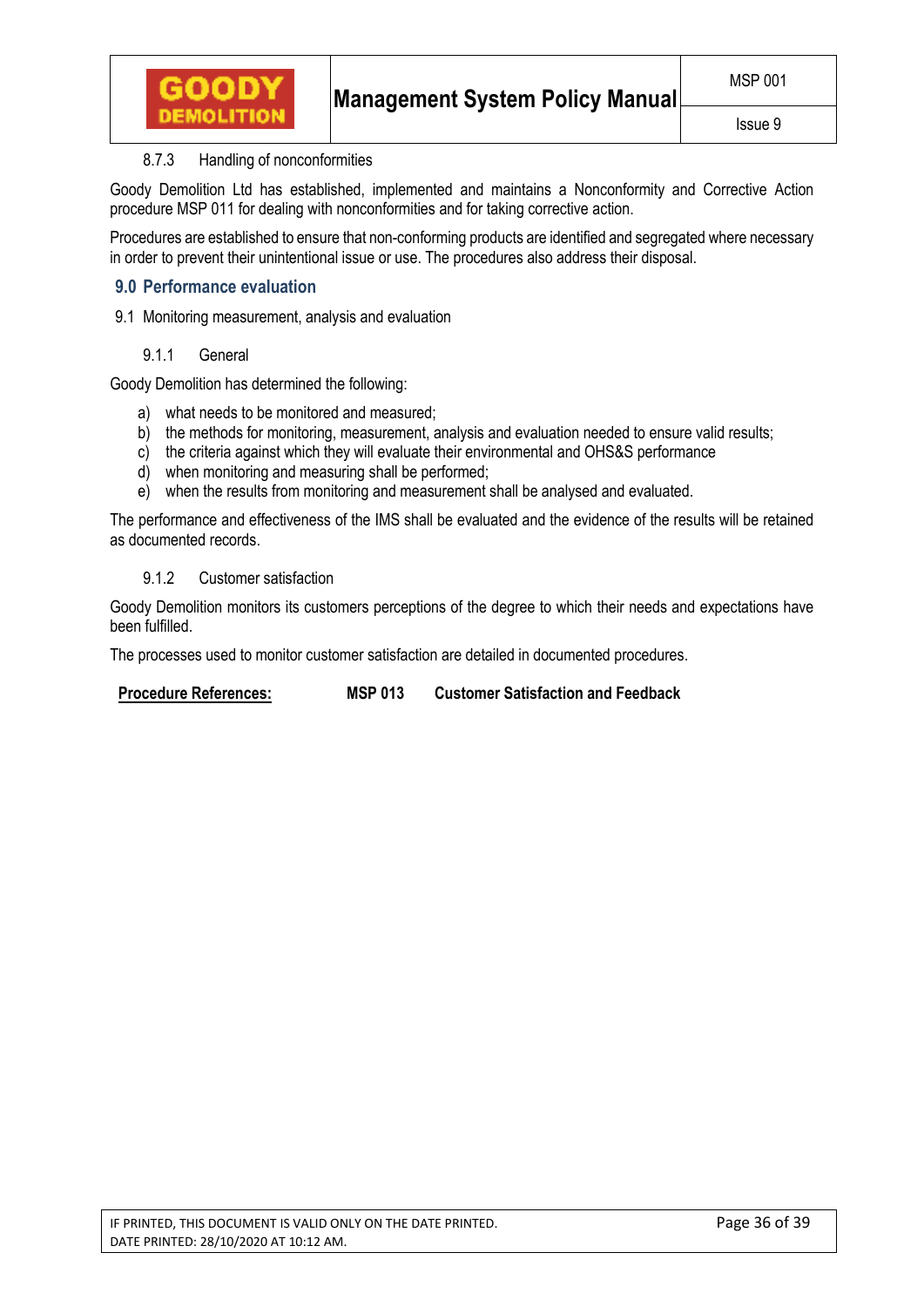#### 8.7.3 Handling of nonconformities

Goody Demolition Ltd has established, implemented and maintains a Nonconformity and Corrective Action procedure MSP 011 for dealing with nonconformities and for taking corrective action.

Procedures are established to ensure that non-conforming products are identified and segregated where necessary in order to prevent their unintentional issue or use. The procedures also address their disposal.

## 9.0 Performance evaluation

### 9.1 Monitoring measurement, analysis and evaluation

#### 9.1.1 General

Goody Demolition has determined the following:

a) what needs to be monitored and measured;
b) the methods for monitoring, measurement, analysis and evaluation needed to ensure valid results;
c) the criteria against which they will evaluate their environmental and OHS&S performance
d) when monitoring and measuring shall be performed;
e) when the results from monitoring and measurement shall be analysed and evaluated.

The performance and effectiveness of the IMS shall be evaluated and the evidence of the results will be retained as documented records.

#### 9.1.2 Customer satisfaction

Goody Demolition monitors its customers perceptions of the degree to which their needs and expectations have been fulfilled.

The processes used to monitor customer satisfaction are detailed in documented procedures.

**Procedure References:** **MSP 013 Customer Satisfaction and Feedback**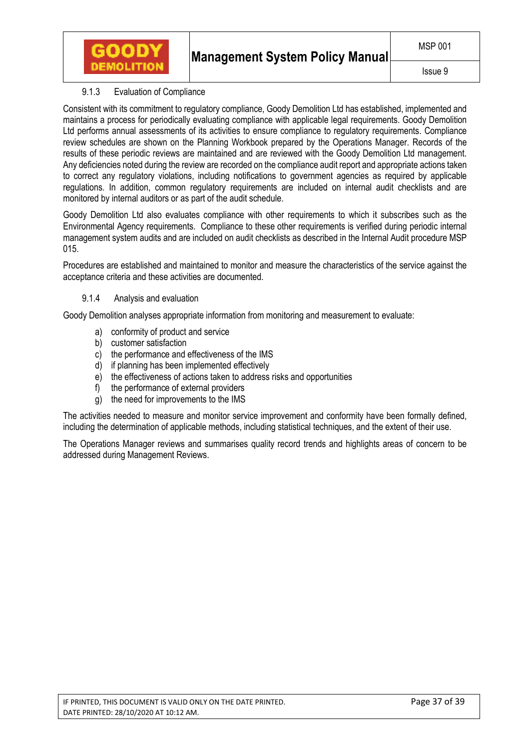### 9.1.3 Evaluation of Compliance

Consistent with its commitment to regulatory compliance, Goody Demolition Ltd has established, implemented and maintains a process for periodically evaluating compliance with applicable legal requirements. Goody Demolition Ltd performs annual assessments of its activities to ensure compliance to regulatory requirements. Compliance review schedules are shown on the Planning Workbook prepared by the Operations Manager. Records of the results of these periodic reviews are maintained and are reviewed with the Goody Demolition Ltd management. Any deficiencies noted during the review are recorded on the compliance audit report and appropriate actions taken to correct any regulatory violations, including notifications to government agencies as required by applicable regulations. In addition, common regulatory requirements are included on internal audit checklists and are monitored by internal auditors or as part of the audit schedule.

Goody Demolition Ltd also evaluates compliance with other requirements to which it subscribes such as the Environmental Agency requirements. Compliance to these other requirements is verified during periodic internal management system audits and are included on audit checklists as described in the Internal Audit procedure MSP 015.

Procedures are established and maintained to monitor and measure the characteristics of the service against the acceptance criteria and these activities are documented.

### 9.1.4 Analysis and evaluation

Goody Demolition analyses appropriate information from monitoring and measurement to evaluate:

a) conformity of product and service
b) customer satisfaction
c) the performance and effectiveness of the IMS
d) if planning has been implemented effectively
e) the effectiveness of actions taken to address risks and opportunities
f) the performance of external providers
g) the need for improvements to the IMS

The activities needed to measure and monitor service improvement and conformity have been formally defined, including the determination of applicable methods, including statistical techniques, and the extent of their use.

The Operations Manager reviews and summarises quality record trends and highlights areas of concern to be addressed during Management Reviews.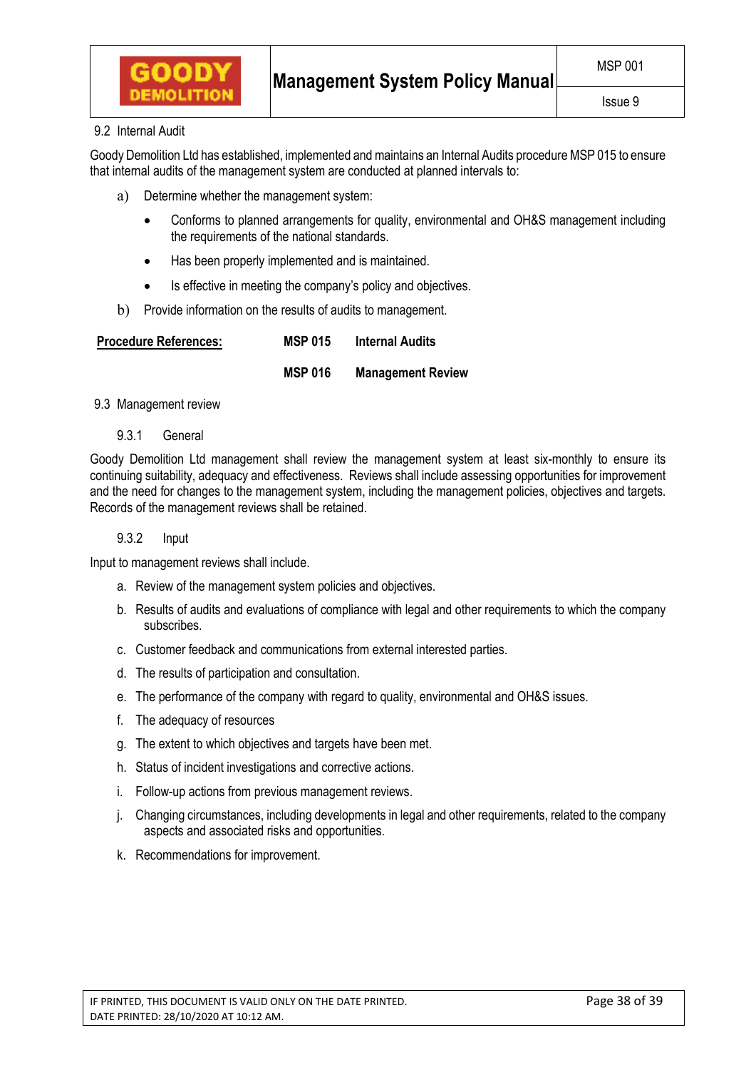## 9.2 Internal Audit

Goody Demolition Ltd has established, implemented and maintains an Internal Audits procedure MSP 015 to ensure that internal audits of the management system are conducted at planned intervals to:

a) Determine whether the management system:
   - Conforms to planned arrangements for quality, environmental and OH&S management including the requirements of the national standards.
   - Has been properly implemented and is maintained.
   - Is effective in meeting the company's policy and objectives.

b) Provide information on the results of audits to management.

| **Procedure References:** | **MSP 015** | **Internal Audits** |
|---|---|---|
| | **MSP 016** | **Management Review** |

## 9.3 Management review

### 9.3.1 General

Goody Demolition Ltd management shall review the management system at least six-monthly to ensure its continuing suitability, adequacy and effectiveness. Reviews shall include assessing opportunities for improvement and the need for changes to the management system, including the management policies, objectives and targets. Records of the management reviews shall be retained.

### 9.3.2 Input

Input to management reviews shall include.

a. Review of the management system policies and objectives.
b. Results of audits and evaluations of compliance with legal and other requirements to which the company subscribes.
c. Customer feedback and communications from external interested parties.
d. The results of participation and consultation.
e. The performance of the company with regard to quality, environmental and OH&S issues.
f. The adequacy of resources
g. The extent to which objectives and targets have been met.
h. Status of incident investigations and corrective actions.
i. Follow-up actions from previous management reviews.
j. Changing circumstances, including developments in legal and other requirements, related to the company aspects and associated risks and opportunities.
k. Recommendations for improvement.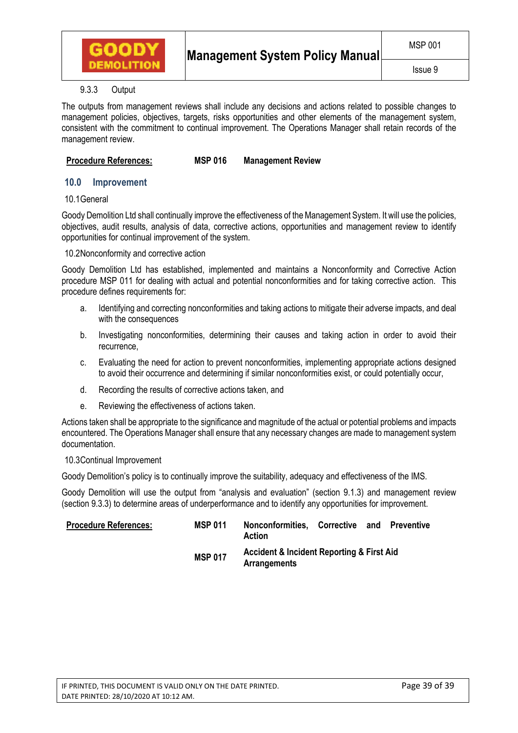#### 9.3.3 Output

The outputs from management reviews shall include any decisions and actions related to possible changes to management policies, objectives, targets, risks opportunities and other elements of the management system, consistent with the commitment to continual improvement. The Operations Manager shall retain records of the management review.

| | | |
|---|---|---|
| **Procedure References:** | **MSP 016** | **Management Review** |

## 10.0 Improvement

### 10.1 General

Goody Demolition Ltd shall continually improve the effectiveness of the Management System. It will use the policies, objectives, audit results, analysis of data, corrective actions, opportunities and management review to identify opportunities for continual improvement of the system.

### 10.2 Nonconformity and corrective action

Goody Demolition Ltd has established, implemented and maintains a Nonconformity and Corrective Action procedure MSP 011 for dealing with actual and potential nonconformities and for taking corrective action. This procedure defines requirements for:

a. Identifying and correcting nonconformities and taking actions to mitigate their adverse impacts, and deal with the consequences

b. Investigating nonconformities, determining their causes and taking action in order to avoid their recurrence,

c. Evaluating the need for action to prevent nonconformities, implementing appropriate actions designed to avoid their occurrence and determining if similar nonconformities exist, or could potentially occur,

d. Recording the results of corrective actions taken, and

e. Reviewing the effectiveness of actions taken.

Actions taken shall be appropriate to the significance and magnitude of the actual or potential problems and impacts encountered. The Operations Manager shall ensure that any necessary changes are made to management system documentation.

### 10.3 Continual Improvement

Goody Demolition's policy is to continually improve the suitability, adequacy and effectiveness of the IMS.

Goody Demolition will use the output from "analysis and evaluation" (section 9.1.3) and management review (section 9.3.3) to determine areas of underperformance and to identify any opportunities for improvement.

| | | |
|---|---|---|
| **Procedure References:** | **MSP 011** | **Nonconformities, Corrective and Preventive Action** |
| | **MSP 017** | **Accident & Incident Reporting & First Aid Arrangements** |

IF PRINTED, THIS DOCUMENT IS VALID ONLY ON THE DATE PRINTED.
DATE PRINTED: 28/10/2020 AT 10:12 AM.